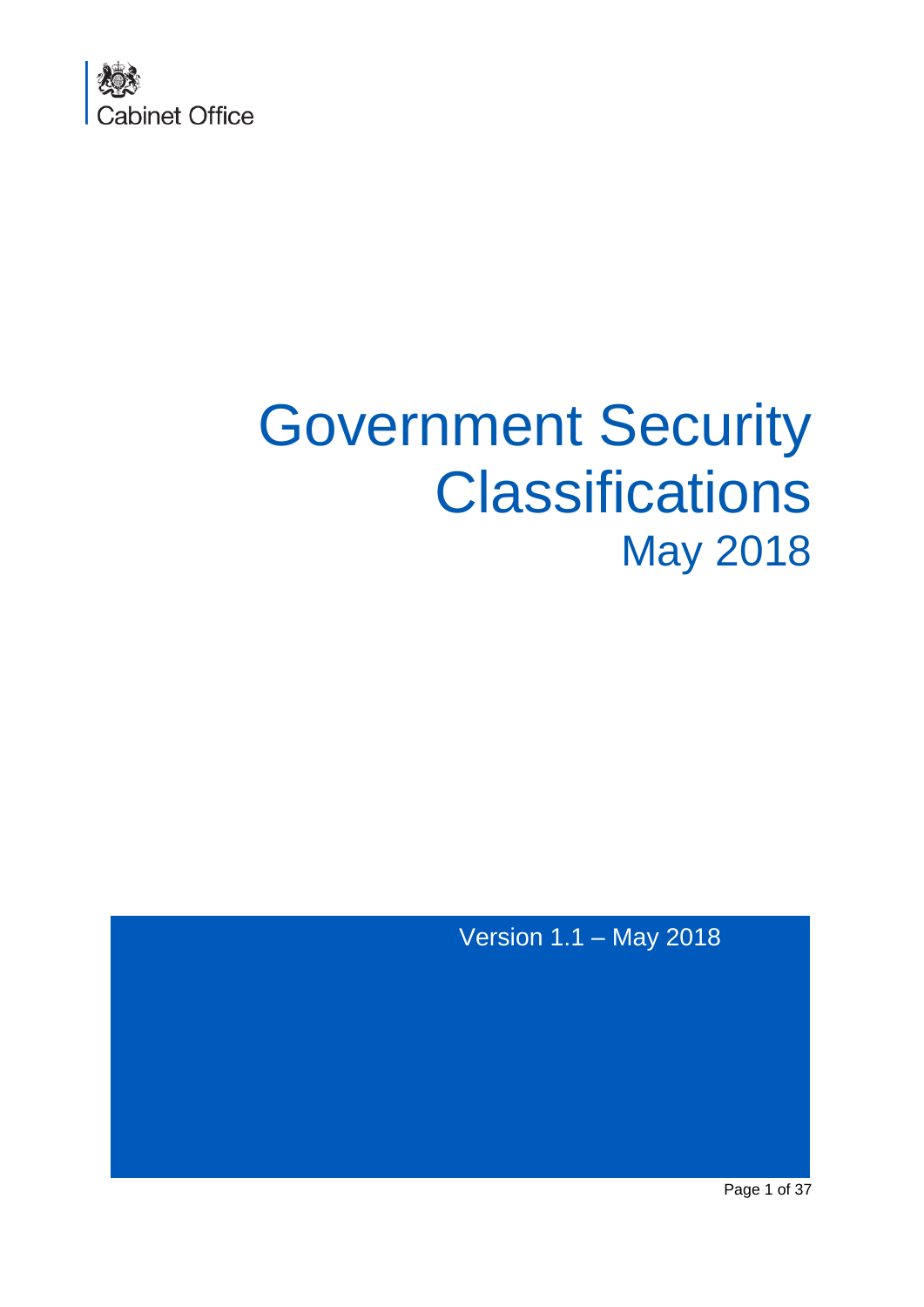Cabinet Office

# Government Security Classifications

## May 2018

Version 1.1 – May 2018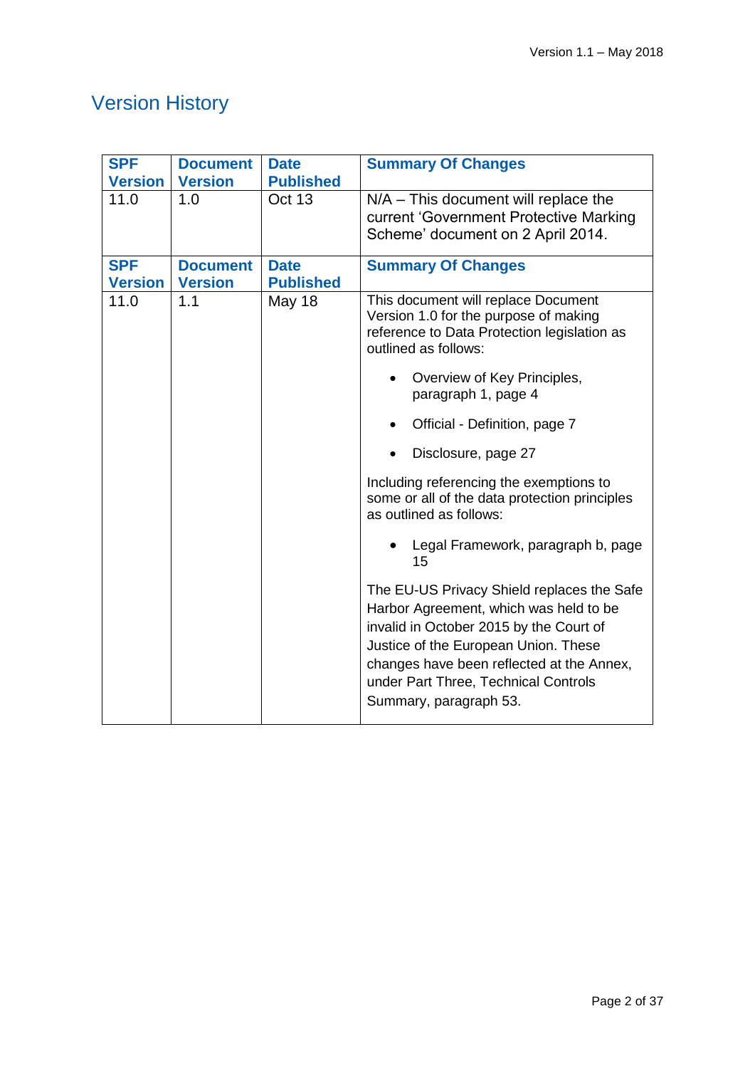# Version History

| SPF Version | Document Version | Date Published | Summary Of Changes |
|---|---|---|---|
| 11.0 | 1.0 | Oct 13 | N/A – This document will replace the current 'Government Protective Marking Scheme' document on 2 April 2014. |
| **SPF Version** | **Document Version** | **Date Published** | **Summary Of Changes** |
| 11.0 | 1.1 | May 18 | This document will replace Document Version 1.0 for the purpose of making reference to Data Protection legislation as outlined as follows:<br><br>• Overview of Key Principles, paragraph 1, page 4<br>• Official - Definition, page 7<br>• Disclosure, page 27<br><br>Including referencing the exemptions to some or all of the data protection principles as outlined as follows:<br><br>• Legal Framework, paragraph b, page 15<br><br>The EU-US Privacy Shield replaces the Safe Harbor Agreement, which was held to be invalid in October 2015 by the Court of Justice of the European Union. These changes have been reflected at the Annex, under Part Three, Technical Controls Summary, paragraph 53. |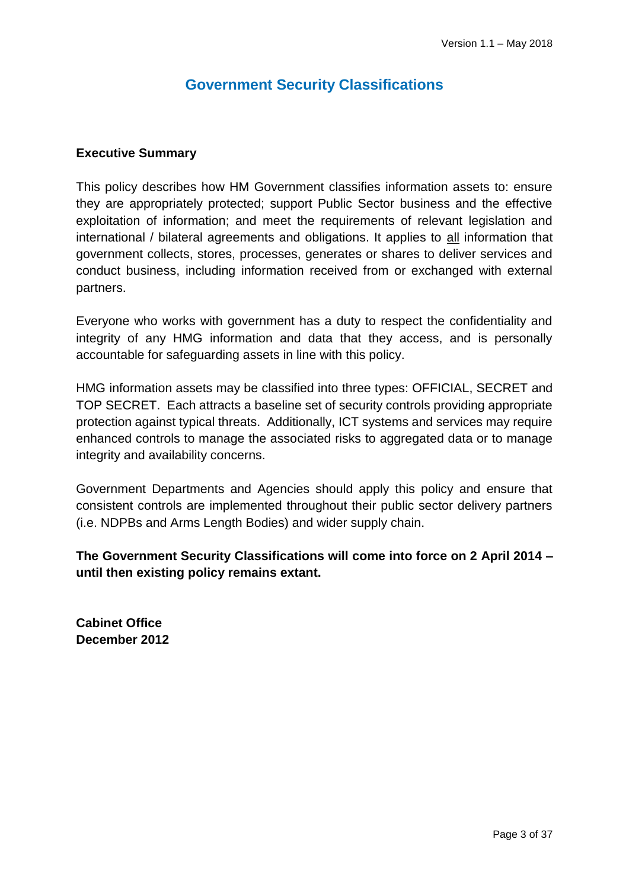# Government Security Classifications

## Executive Summary

This policy describes how HM Government classifies information assets to: ensure they are appropriately protected; support Public Sector business and the effective exploitation of information; and meet the requirements of relevant legislation and international / bilateral agreements and obligations. It applies to <u>all</u> information that government collects, stores, processes, generates or shares to deliver services and conduct business, including information received from or exchanged with external partners.

Everyone who works with government has a duty to respect the confidentiality and integrity of any HMG information and data that they access, and is personally accountable for safeguarding assets in line with this policy.

HMG information assets may be classified into three types: OFFICIAL, SECRET and TOP SECRET. Each attracts a baseline set of security controls providing appropriate protection against typical threats. Additionally, ICT systems and services may require enhanced controls to manage the associated risks to aggregated data or to manage integrity and availability concerns.

Government Departments and Agencies should apply this policy and ensure that consistent controls are implemented throughout their public sector delivery partners (i.e. NDPBs and Arms Length Bodies) and wider supply chain.

**The Government Security Classifications will come into force on 2 April 2014 – until then existing policy remains extant.**

**Cabinet Office**
**December 2012**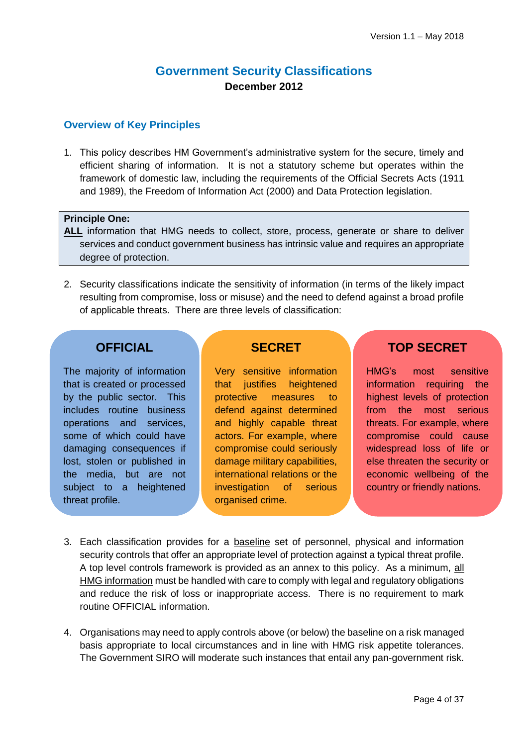Version 1.1 – May 2018

# Government Security Classifications

**December 2012**

## Overview of Key Principles

1. This policy describes HM Government's administrative system for the secure, timely and efficient sharing of information. It is not a statutory scheme but operates within the framework of domestic law, including the requirements of the Official Secrets Acts (1911 and 1989), the Freedom of Information Act (2000) and Data Protection legislation.

> **Principle One:**
> **ALL** information that HMG needs to collect, store, process, generate or share to deliver services and conduct government business has intrinsic value and requires an appropriate degree of protection.

2. Security classifications indicate the sensitivity of information (in terms of the likely impact resulting from compromise, loss or misuse) and the need to defend against a broad profile of applicable threats. There are three levels of classification:

| OFFICIAL | SECRET | TOP SECRET |
|---|---|---|
| The majority of information that is created or processed by the public sector. This includes routine business operations and services, some of which could have damaging consequences if lost, stolen or published in the media, but are not subject to a heightened threat profile. | Very sensitive information that justifies heightened protective measures to defend against determined and highly capable threat actors. For example, where compromise could seriously damage military capabilities, international relations or the investigation of serious organised crime. | HMG's most sensitive information requiring the highest levels of protection from the most serious threats. For example, where compromise could cause widespread loss of life or else threaten the security or economic wellbeing of the country or friendly nations. |

3. Each classification provides for a baseline set of personnel, physical and information security controls that offer an appropriate level of protection against a typical threat profile. A top level controls framework is provided as an annex to this policy. As a minimum, all HMG information must be handled with care to comply with legal and regulatory obligations and reduce the risk of loss or inappropriate access. There is no requirement to mark routine OFFICIAL information.

4. Organisations may need to apply controls above (or below) the baseline on a risk managed basis appropriate to local circumstances and in line with HMG risk appetite tolerances. The Government SIRO will moderate such instances that entail any pan-government risk.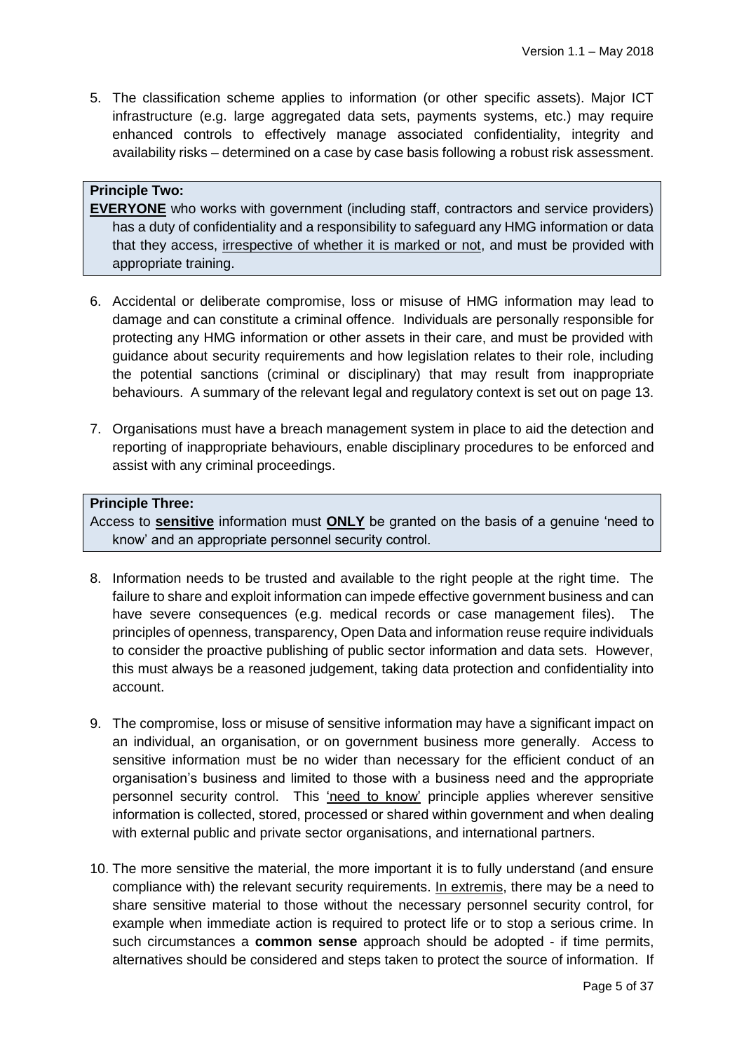5. The classification scheme applies to information (or other specific assets). Major ICT infrastructure (e.g. large aggregated data sets, payments systems, etc.) may require enhanced controls to effectively manage associated confidentiality, integrity and availability risks – determined on a case by case basis following a robust risk assessment.

> **Principle Two:**
> **EVERYONE** who works with government (including staff, contractors and service providers) has a duty of confidentiality and a responsibility to safeguard any HMG information or data that they access, irrespective of whether it is marked or not, and must be provided with appropriate training.

6. Accidental or deliberate compromise, loss or misuse of HMG information may lead to damage and can constitute a criminal offence. Individuals are personally responsible for protecting any HMG information or other assets in their care, and must be provided with guidance about security requirements and how legislation relates to their role, including the potential sanctions (criminal or disciplinary) that may result from inappropriate behaviours. A summary of the relevant legal and regulatory context is set out on page 13.

7. Organisations must have a breach management system in place to aid the detection and reporting of inappropriate behaviours, enable disciplinary procedures to be enforced and assist with any criminal proceedings.

> **Principle Three:**
> Access to **sensitive** information must **ONLY** be granted on the basis of a genuine 'need to know' and an appropriate personnel security control.

8. Information needs to be trusted and available to the right people at the right time. The failure to share and exploit information can impede effective government business and can have severe consequences (e.g. medical records or case management files). The principles of openness, transparency, Open Data and information reuse require individuals to consider the proactive publishing of public sector information and data sets. However, this must always be a reasoned judgement, taking data protection and confidentiality into account.

9. The compromise, loss or misuse of sensitive information may have a significant impact on an individual, an organisation, or on government business more generally. Access to sensitive information must be no wider than necessary for the efficient conduct of an organisation's business and limited to those with a business need and the appropriate personnel security control. This 'need to know' principle applies wherever sensitive information is collected, stored, processed or shared within government and when dealing with external public and private sector organisations, and international partners.

10. The more sensitive the material, the more important it is to fully understand (and ensure compliance with) the relevant security requirements. In extremis, there may be a need to share sensitive material to those without the necessary personnel security control, for example when immediate action is required to protect life or to stop a serious crime. In such circumstances a **common sense** approach should be adopted - if time permits, alternatives should be considered and steps taken to protect the source of information. If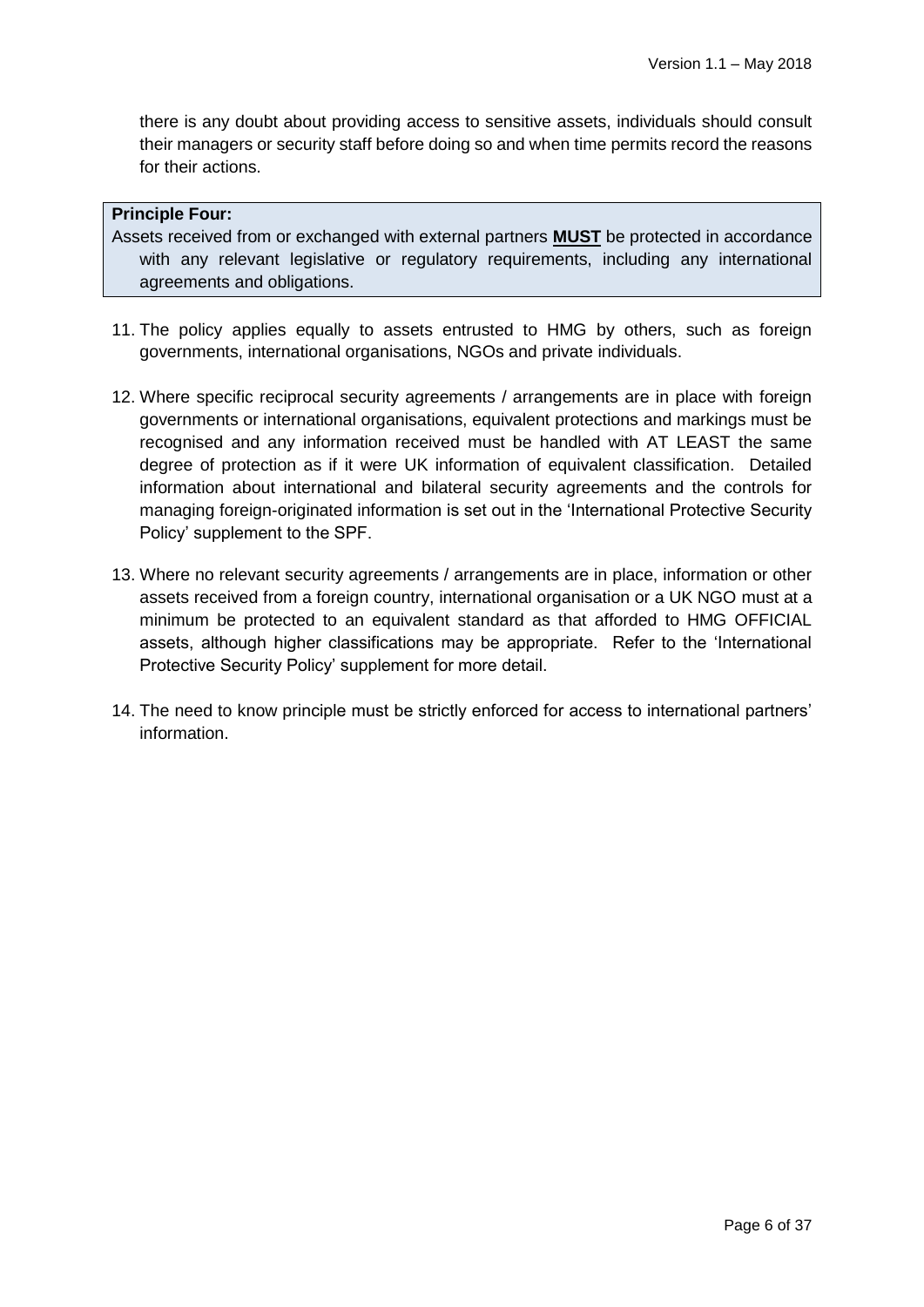there is any doubt about providing access to sensitive assets, individuals should consult their managers or security staff before doing so and when time permits record the reasons for their actions.

> **Principle Four:**
> Assets received from or exchanged with external partners **MUST** be protected in accordance with any relevant legislative or regulatory requirements, including any international agreements and obligations.

11. The policy applies equally to assets entrusted to HMG by others, such as foreign governments, international organisations, NGOs and private individuals.

12. Where specific reciprocal security agreements / arrangements are in place with foreign governments or international organisations, equivalent protections and markings must be recognised and any information received must be handled with AT LEAST the same degree of protection as if it were UK information of equivalent classification. Detailed information about international and bilateral security agreements and the controls for managing foreign-originated information is set out in the 'International Protective Security Policy' supplement to the SPF.

13. Where no relevant security agreements / arrangements are in place, information or other assets received from a foreign country, international organisation or a UK NGO must at a minimum be protected to an equivalent standard as that afforded to HMG OFFICIAL assets, although higher classifications may be appropriate. Refer to the 'International Protective Security Policy' supplement for more detail.

14. The need to know principle must be strictly enforced for access to international partners' information.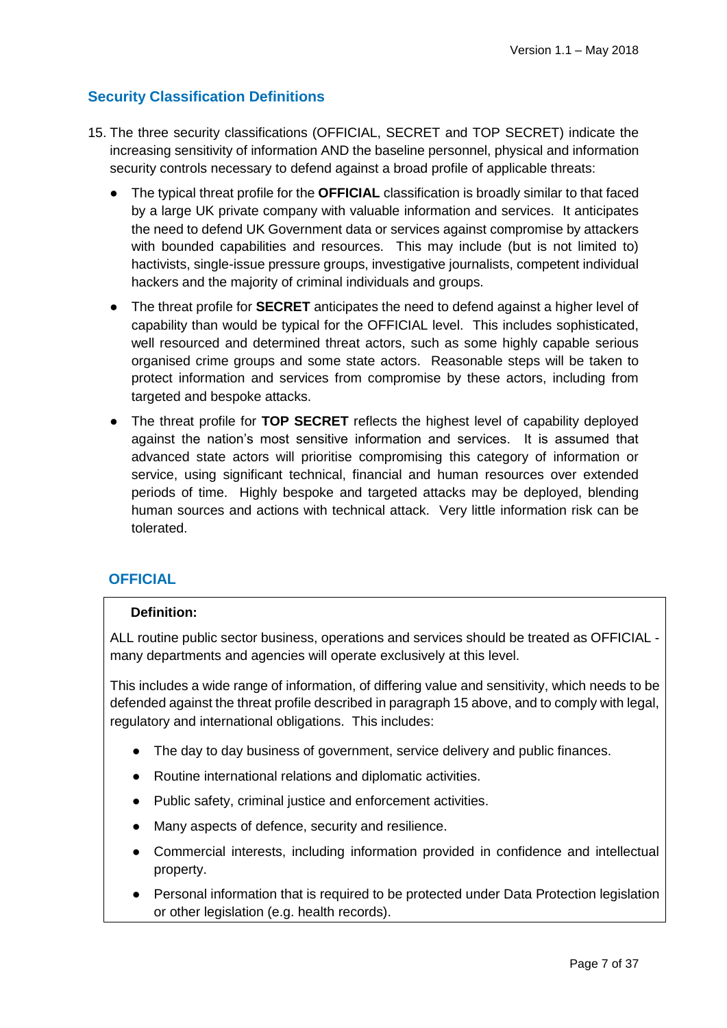## Security Classification Definitions

15. The three security classifications (OFFICIAL, SECRET and TOP SECRET) indicate the increasing sensitivity of information AND the baseline personnel, physical and information security controls necessary to defend against a broad profile of applicable threats:

    - The typical threat profile for the **OFFICIAL** classification is broadly similar to that faced by a large UK private company with valuable information and services. It anticipates the need to defend UK Government data or services against compromise by attackers with bounded capabilities and resources. This may include (but is not limited to) hactivists, single-issue pressure groups, investigative journalists, competent individual hackers and the majority of criminal individuals and groups.
    - The threat profile for **SECRET** anticipates the need to defend against a higher level of capability than would be typical for the OFFICIAL level. This includes sophisticated, well resourced and determined threat actors, such as some highly capable serious organised crime groups and some state actors. Reasonable steps will be taken to protect information and services from compromise by these actors, including from targeted and bespoke attacks.
    - The threat profile for **TOP SECRET** reflects the highest level of capability deployed against the nation's most sensitive information and services. It is assumed that advanced state actors will prioritise compromising this category of information or service, using significant technical, financial and human resources over extended periods of time. Highly bespoke and targeted attacks may be deployed, blending human sources and actions with technical attack. Very little information risk can be tolerated.

### OFFICIAL

**Definition:**

ALL routine public sector business, operations and services should be treated as OFFICIAL - many departments and agencies will operate exclusively at this level.

This includes a wide range of information, of differing value and sensitivity, which needs to be defended against the threat profile described in paragraph 15 above, and to comply with legal, regulatory and international obligations. This includes:

- The day to day business of government, service delivery and public finances.
- Routine international relations and diplomatic activities.
- Public safety, criminal justice and enforcement activities.
- Many aspects of defence, security and resilience.
- Commercial interests, including information provided in confidence and intellectual property.
- Personal information that is required to be protected under Data Protection legislation or other legislation (e.g. health records).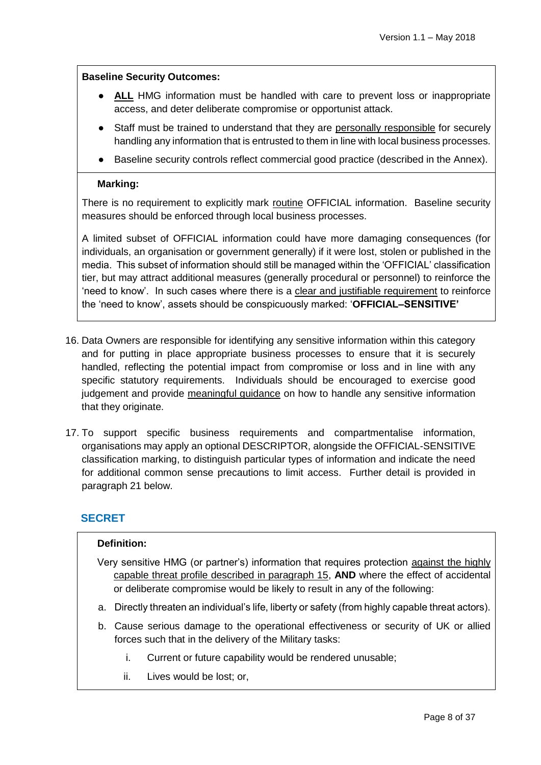**Baseline Security Outcomes:**

- **ALL** HMG information must be handled with care to prevent loss or inappropriate access, and deter deliberate compromise or opportunist attack.
- Staff must be trained to understand that they are personally responsible for securely handling any information that is entrusted to them in line with local business processes.
- Baseline security controls reflect commercial good practice (described in the Annex).

**Marking:**

There is no requirement to explicitly mark routine OFFICIAL information. Baseline security measures should be enforced through local business processes.

A limited subset of OFFICIAL information could have more damaging consequences (for individuals, an organisation or government generally) if it were lost, stolen or published in the media. This subset of information should still be managed within the 'OFFICIAL' classification tier, but may attract additional measures (generally procedural or personnel) to reinforce the 'need to know'. In such cases where there is a clear and justifiable requirement to reinforce the 'need to know', assets should be conspicuously marked: '**OFFICIAL–SENSITIVE'**

16. Data Owners are responsible for identifying any sensitive information within this category and for putting in place appropriate business processes to ensure that it is securely handled, reflecting the potential impact from compromise or loss and in line with any specific statutory requirements. Individuals should be encouraged to exercise good judgement and provide meaningful guidance on how to handle any sensitive information that they originate.

17. To support specific business requirements and compartmentalise information, organisations may apply an optional DESCRIPTOR, alongside the OFFICIAL-SENSITIVE classification marking, to distinguish particular types of information and indicate the need for additional common sense precautions to limit access. Further detail is provided in paragraph 21 below.

## SECRET

**Definition:**

Very sensitive HMG (or partner's) information that requires protection against the highly capable threat profile described in paragraph 15, **AND** where the effect of accidental or deliberate compromise would be likely to result in any of the following:

a. Directly threaten an individual's life, liberty or safety (from highly capable threat actors).

b. Cause serious damage to the operational effectiveness or security of UK or allied forces such that in the delivery of the Military tasks:

   i. Current or future capability would be rendered unusable;

   ii. Lives would be lost; or,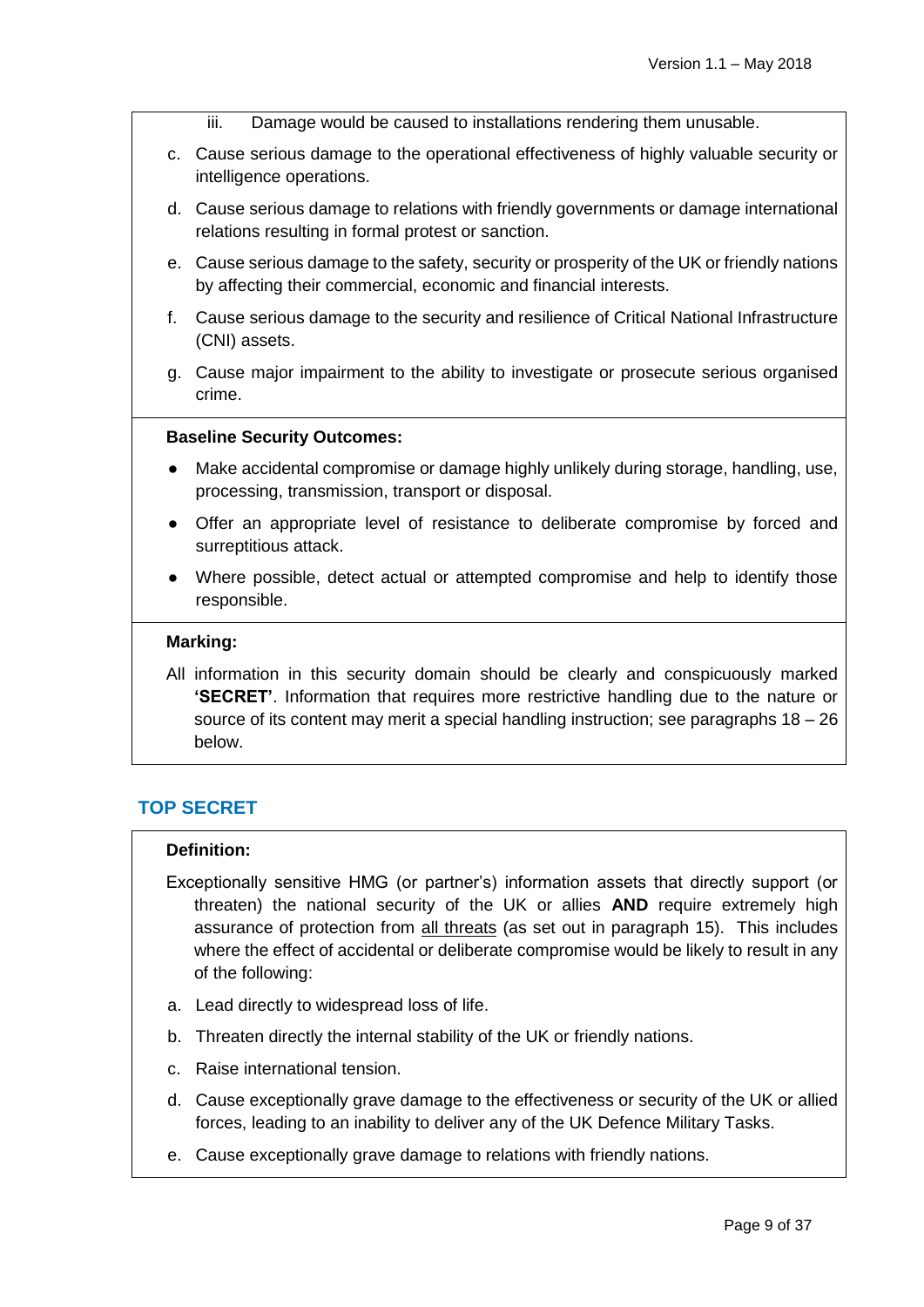iii. Damage would be caused to installations rendering them unusable.

c. Cause serious damage to the operational effectiveness of highly valuable security or intelligence operations.

d. Cause serious damage to relations with friendly governments or damage international relations resulting in formal protest or sanction.

e. Cause serious damage to the safety, security or prosperity of the UK or friendly nations by affecting their commercial, economic and financial interests.

f. Cause serious damage to the security and resilience of Critical National Infrastructure (CNI) assets.

g. Cause major impairment to the ability to investigate or prosecute serious organised crime.

**Baseline Security Outcomes:**

- Make accidental compromise or damage highly unlikely during storage, handling, use, processing, transmission, transport or disposal.
- Offer an appropriate level of resistance to deliberate compromise by forced and surreptitious attack.
- Where possible, detect actual or attempted compromise and help to identify those responsible.

**Marking:**

All information in this security domain should be clearly and conspicuously marked **'SECRET'**. Information that requires more restrictive handling due to the nature or source of its content may merit a special handling instruction; see paragraphs 18 – 26 below.

## TOP SECRET

**Definition:**

Exceptionally sensitive HMG (or partner's) information assets that directly support (or threaten) the national security of the UK or allies **AND** require extremely high assurance of protection from <u>all threats</u> (as set out in paragraph 15). This includes where the effect of accidental or deliberate compromise would be likely to result in any of the following:

a. Lead directly to widespread loss of life.

b. Threaten directly the internal stability of the UK or friendly nations.

c. Raise international tension.

d. Cause exceptionally grave damage to the effectiveness or security of the UK or allied forces, leading to an inability to deliver any of the UK Defence Military Tasks.

e. Cause exceptionally grave damage to relations with friendly nations.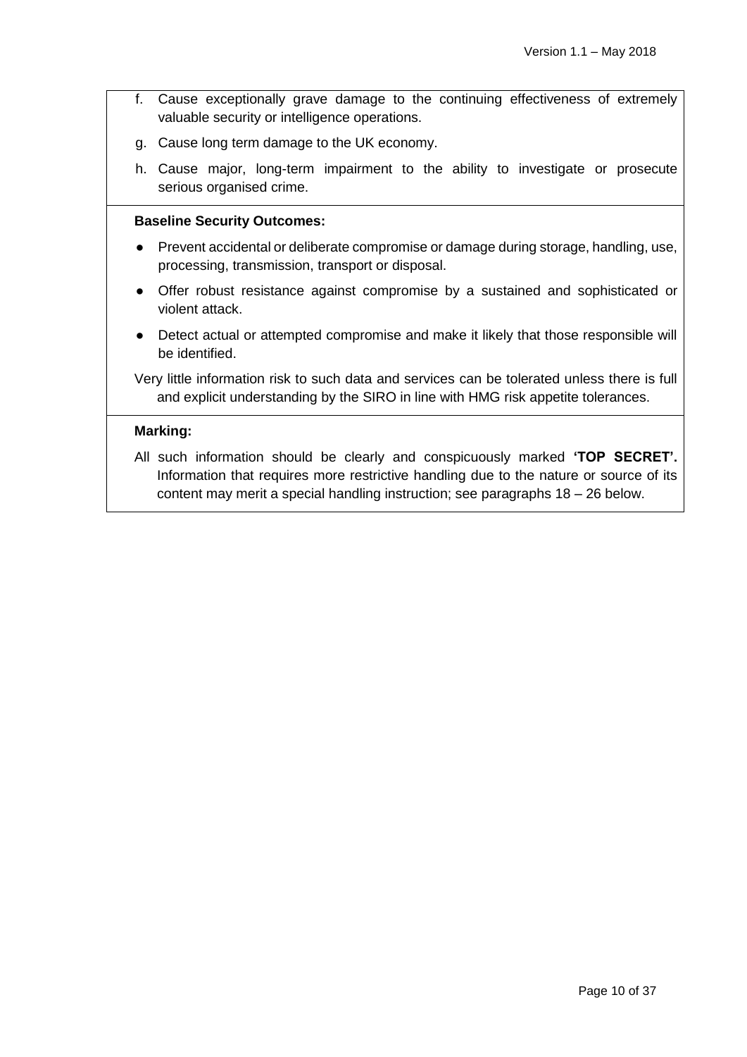f. Cause exceptionally grave damage to the continuing effectiveness of extremely valuable security or intelligence operations.

g. Cause long term damage to the UK economy.

h. Cause major, long-term impairment to the ability to investigate or prosecute serious organised crime.

**Baseline Security Outcomes:**

- Prevent accidental or deliberate compromise or damage during storage, handling, use, processing, transmission, transport or disposal.
- Offer robust resistance against compromise by a sustained and sophisticated or violent attack.
- Detect actual or attempted compromise and make it likely that those responsible will be identified.

Very little information risk to such data and services can be tolerated unless there is full and explicit understanding by the SIRO in line with HMG risk appetite tolerances.

**Marking:**

All such information should be clearly and conspicuously marked **'TOP SECRET'.** Information that requires more restrictive handling due to the nature or source of its content may merit a special handling instruction; see paragraphs 18 – 26 below.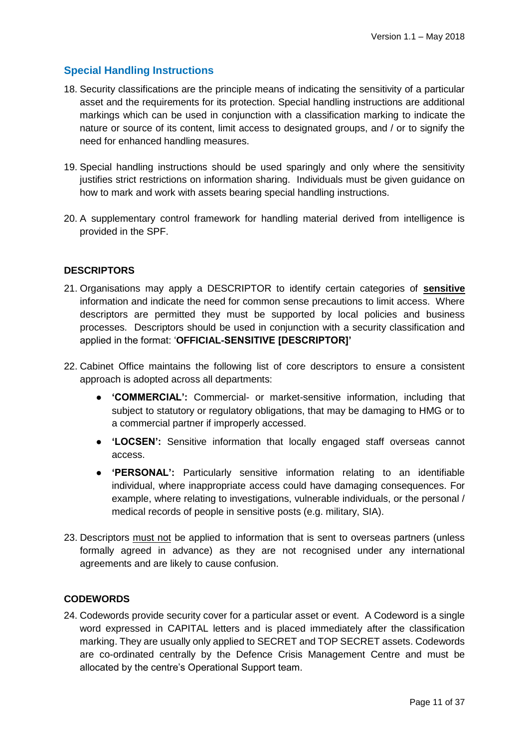## Special Handling Instructions

18. Security classifications are the principle means of indicating the sensitivity of a particular asset and the requirements for its protection. Special handling instructions are additional markings which can be used in conjunction with a classification marking to indicate the nature or source of its content, limit access to designated groups, and / or to signify the need for enhanced handling measures.

19. Special handling instructions should be used sparingly and only where the sensitivity justifies strict restrictions on information sharing. Individuals must be given guidance on how to mark and work with assets bearing special handling instructions.

20. A supplementary control framework for handling material derived from intelligence is provided in the SPF.

### DESCRIPTORS

21. Organisations may apply a DESCRIPTOR to identify certain categories of **sensitive** information and indicate the need for common sense precautions to limit access. Where descriptors are permitted they must be supported by local policies and business processes. Descriptors should be used in conjunction with a security classification and applied in the format: '**OFFICIAL-SENSITIVE [DESCRIPTOR]'**

22. Cabinet Office maintains the following list of core descriptors to ensure a consistent approach is adopted across all departments:

    - **'COMMERCIAL':** Commercial- or market-sensitive information, including that subject to statutory or regulatory obligations, that may be damaging to HMG or to a commercial partner if improperly accessed.
    - **'LOCSEN':** Sensitive information that locally engaged staff overseas cannot access.
    - **'PERSONAL':** Particularly sensitive information relating to an identifiable individual, where inappropriate access could have damaging consequences. For example, where relating to investigations, vulnerable individuals, or the personal / medical records of people in sensitive posts (e.g. military, SIA).

23. Descriptors must not be applied to information that is sent to overseas partners (unless formally agreed in advance) as they are not recognised under any international agreements and are likely to cause confusion.

### CODEWORDS

24. Codewords provide security cover for a particular asset or event. A Codeword is a single word expressed in CAPITAL letters and is placed immediately after the classification marking. They are usually only applied to SECRET and TOP SECRET assets. Codewords are co-ordinated centrally by the Defence Crisis Management Centre and must be allocated by the centre's Operational Support team.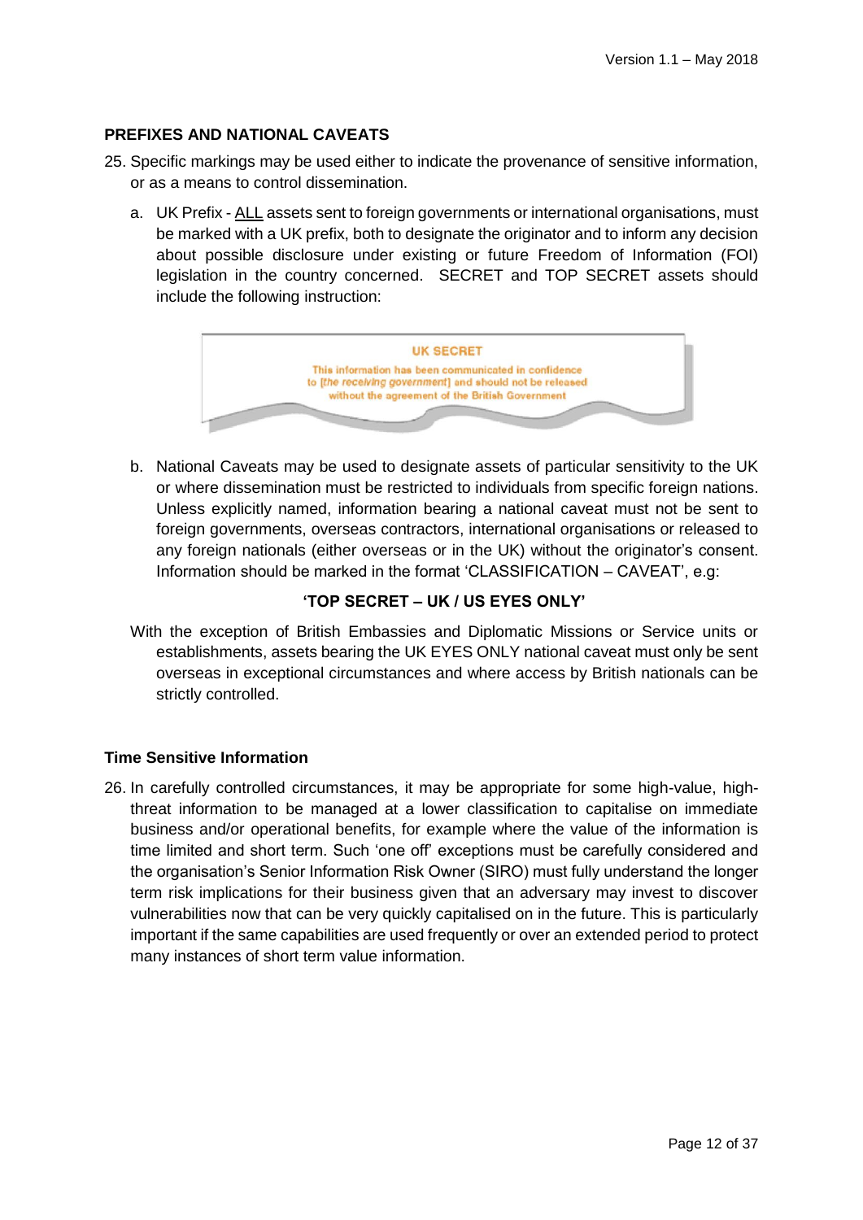## PREFIXES AND NATIONAL CAVEATS

25. Specific markings may be used either to indicate the provenance of sensitive information, or as a means to control dissemination.

    a. UK Prefix - ALL assets sent to foreign governments or international organisations, must be marked with a UK prefix, both to designate the originator and to inform any decision about possible disclosure under existing or future Freedom of Information (FOI) legislation in the country concerned. SECRET and TOP SECRET assets should include the following instruction:

    > **UK SECRET**
    >
    > This information has been communicated in confidence to *[the receiving government]* and should not be released without the agreement of the British Government

    b. National Caveats may be used to designate assets of particular sensitivity to the UK or where dissemination must be restricted to individuals from specific foreign nations. Unless explicitly named, information bearing a national caveat must not be sent to foreign governments, overseas contractors, international organisations or released to any foreign nationals (either overseas or in the UK) without the originator's consent. Information should be marked in the format 'CLASSIFICATION – CAVEAT', e.g:

    **'TOP SECRET – UK / US EYES ONLY'**

    With the exception of British Embassies and Diplomatic Missions or Service units or establishments, assets bearing the UK EYES ONLY national caveat must only be sent overseas in exceptional circumstances and where access by British nationals can be strictly controlled.

### Time Sensitive Information

26. In carefully controlled circumstances, it may be appropriate for some high-value, high-threat information to be managed at a lower classification to capitalise on immediate business and/or operational benefits, for example where the value of the information is time limited and short term. Such 'one off' exceptions must be carefully considered and the organisation's Senior Information Risk Owner (SIRO) must fully understand the longer term risk implications for their business given that an adversary may invest to discover vulnerabilities now that can be very quickly capitalised on in the future. This is particularly important if the same capabilities are used frequently or over an extended period to protect many instances of short term value information.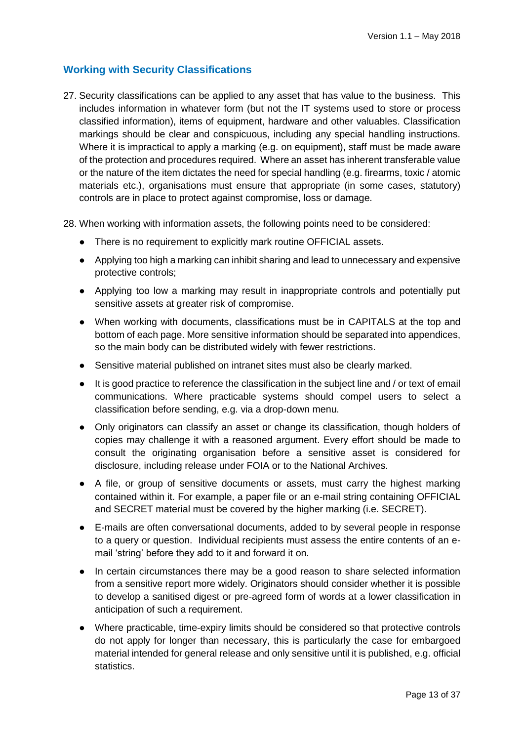## Working with Security Classifications

27. Security classifications can be applied to any asset that has value to the business. This includes information in whatever form (but not the IT systems used to store or process classified information), items of equipment, hardware and other valuables. Classification markings should be clear and conspicuous, including any special handling instructions. Where it is impractical to apply a marking (e.g. on equipment), staff must be made aware of the protection and procedures required. Where an asset has inherent transferable value or the nature of the item dictates the need for special handling (e.g. firearms, toxic / atomic materials etc.), organisations must ensure that appropriate (in some cases, statutory) controls are in place to protect against compromise, loss or damage.

28. When working with information assets, the following points need to be considered:

    - There is no requirement to explicitly mark routine OFFICIAL assets.
    - Applying too high a marking can inhibit sharing and lead to unnecessary and expensive protective controls;
    - Applying too low a marking may result in inappropriate controls and potentially put sensitive assets at greater risk of compromise.
    - When working with documents, classifications must be in CAPITALS at the top and bottom of each page. More sensitive information should be separated into appendices, so the main body can be distributed widely with fewer restrictions.
    - Sensitive material published on intranet sites must also be clearly marked.
    - It is good practice to reference the classification in the subject line and / or text of email communications. Where practicable systems should compel users to select a classification before sending, e.g. via a drop-down menu.
    - Only originators can classify an asset or change its classification, though holders of copies may challenge it with a reasoned argument. Every effort should be made to consult the originating organisation before a sensitive asset is considered for disclosure, including release under FOIA or to the National Archives.
    - A file, or group of sensitive documents or assets, must carry the highest marking contained within it. For example, a paper file or an e-mail string containing OFFICIAL and SECRET material must be covered by the higher marking (i.e. SECRET).
    - E-mails are often conversational documents, added to by several people in response to a query or question. Individual recipients must assess the entire contents of an e-mail 'string' before they add to it and forward it on.
    - In certain circumstances there may be a good reason to share selected information from a sensitive report more widely. Originators should consider whether it is possible to develop a sanitised digest or pre-agreed form of words at a lower classification in anticipation of such a requirement.
    - Where practicable, time-expiry limits should be considered so that protective controls do not apply for longer than necessary, this is particularly the case for embargoed material intended for general release and only sensitive until it is published, e.g. official statistics.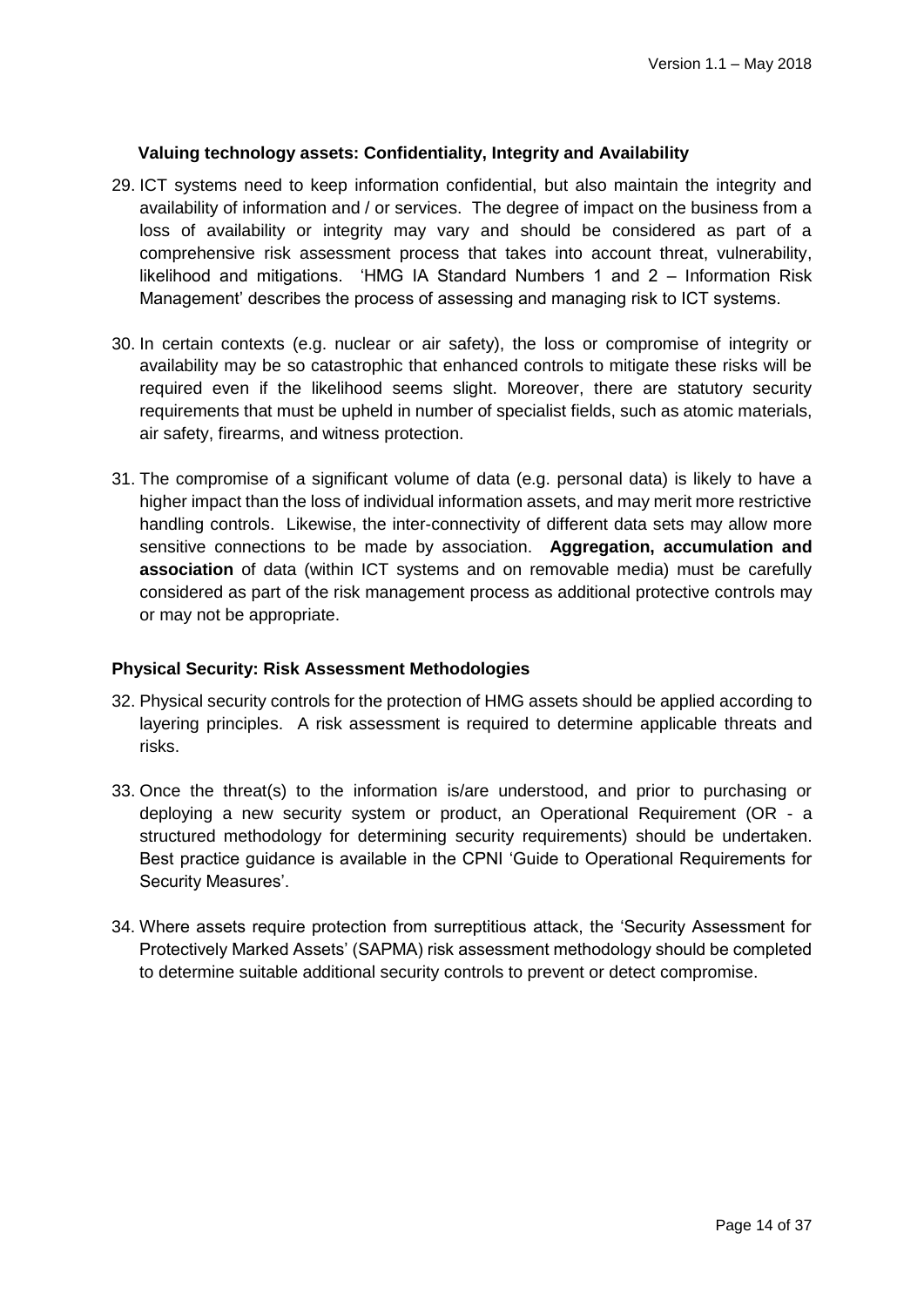### Valuing technology assets: Confidentiality, Integrity and Availability

29. ICT systems need to keep information confidential, but also maintain the integrity and availability of information and / or services. The degree of impact on the business from a loss of availability or integrity may vary and should be considered as part of a comprehensive risk assessment process that takes into account threat, vulnerability, likelihood and mitigations. 'HMG IA Standard Numbers 1 and 2 – Information Risk Management' describes the process of assessing and managing risk to ICT systems.

30. In certain contexts (e.g. nuclear or air safety), the loss or compromise of integrity or availability may be so catastrophic that enhanced controls to mitigate these risks will be required even if the likelihood seems slight. Moreover, there are statutory security requirements that must be upheld in number of specialist fields, such as atomic materials, air safety, firearms, and witness protection.

31. The compromise of a significant volume of data (e.g. personal data) is likely to have a higher impact than the loss of individual information assets, and may merit more restrictive handling controls. Likewise, the inter-connectivity of different data sets may allow more sensitive connections to be made by association. **Aggregation, accumulation and association** of data (within ICT systems and on removable media) must be carefully considered as part of the risk management process as additional protective controls may or may not be appropriate.

### Physical Security: Risk Assessment Methodologies

32. Physical security controls for the protection of HMG assets should be applied according to layering principles. A risk assessment is required to determine applicable threats and risks.

33. Once the threat(s) to the information is/are understood, and prior to purchasing or deploying a new security system or product, an Operational Requirement (OR - a structured methodology for determining security requirements) should be undertaken. Best practice guidance is available in the CPNI 'Guide to Operational Requirements for Security Measures'.

34. Where assets require protection from surreptitious attack, the 'Security Assessment for Protectively Marked Assets' (SAPMA) risk assessment methodology should be completed to determine suitable additional security controls to prevent or detect compromise.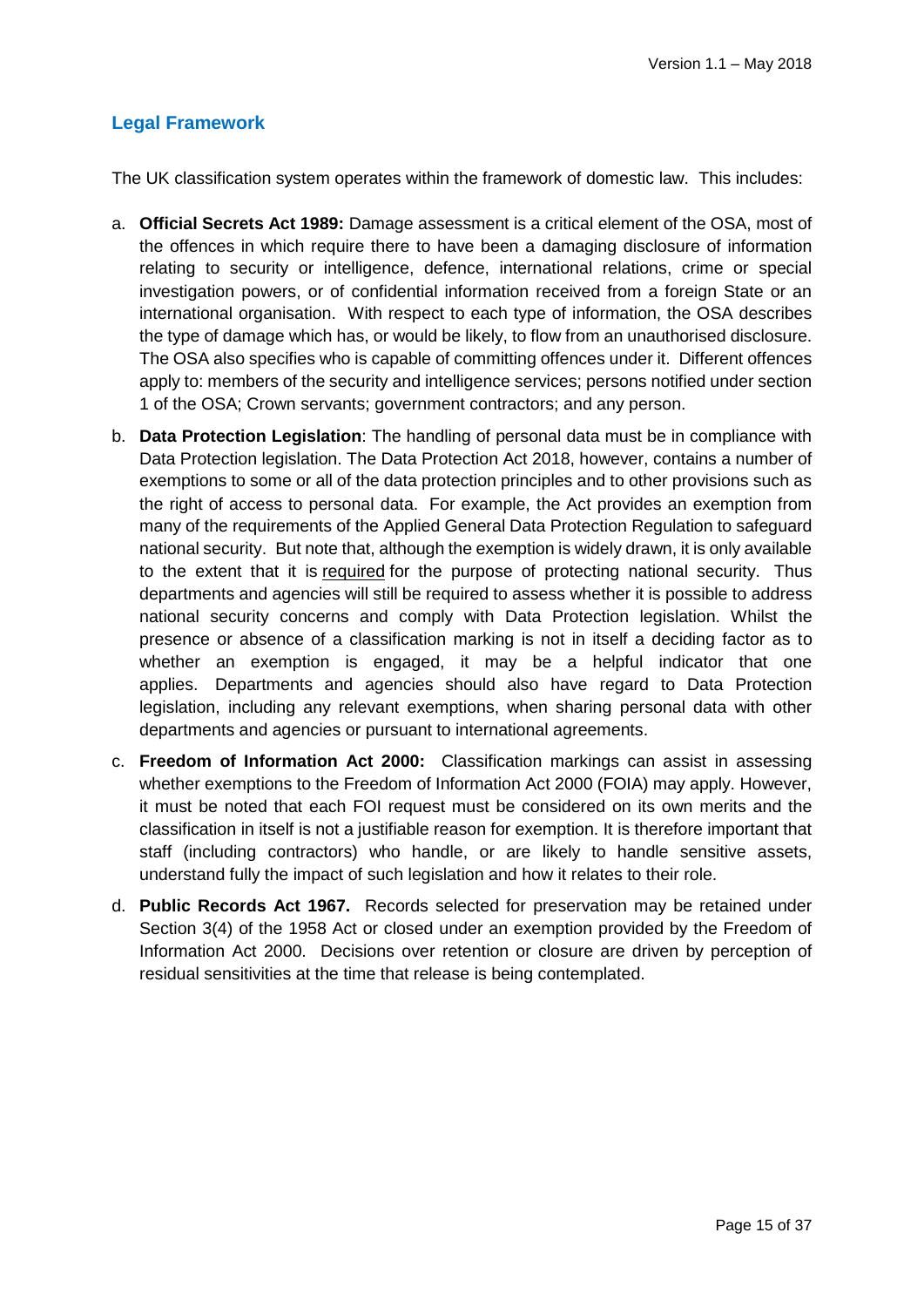## Legal Framework

The UK classification system operates within the framework of domestic law. This includes:

a. **Official Secrets Act 1989:** Damage assessment is a critical element of the OSA, most of the offences in which require there to have been a damaging disclosure of information relating to security or intelligence, defence, international relations, crime or special investigation powers, or of confidential information received from a foreign State or an international organisation. With respect to each type of information, the OSA describes the type of damage which has, or would be likely, to flow from an unauthorised disclosure. The OSA also specifies who is capable of committing offences under it. Different offences apply to: members of the security and intelligence services; persons notified under section 1 of the OSA; Crown servants; government contractors; and any person.

b. **Data Protection Legislation**: The handling of personal data must be in compliance with Data Protection legislation. The Data Protection Act 2018, however, contains a number of exemptions to some or all of the data protection principles and to other provisions such as the right of access to personal data. For example, the Act provides an exemption from many of the requirements of the Applied General Data Protection Regulation to safeguard national security. But note that, although the exemption is widely drawn, it is only available to the extent that it is <u>required</u> for the purpose of protecting national security. Thus departments and agencies will still be required to assess whether it is possible to address national security concerns and comply with Data Protection legislation. Whilst the presence or absence of a classification marking is not in itself a deciding factor as to whether an exemption is engaged, it may be a helpful indicator that one applies. Departments and agencies should also have regard to Data Protection legislation, including any relevant exemptions, when sharing personal data with other departments and agencies or pursuant to international agreements.

c. **Freedom of Information Act 2000:** Classification markings can assist in assessing whether exemptions to the Freedom of Information Act 2000 (FOIA) may apply. However, it must be noted that each FOI request must be considered on its own merits and the classification in itself is not a justifiable reason for exemption. It is therefore important that staff (including contractors) who handle, or are likely to handle sensitive assets, understand fully the impact of such legislation and how it relates to their role.

d. **Public Records Act 1967.** Records selected for preservation may be retained under Section 3(4) of the 1958 Act or closed under an exemption provided by the Freedom of Information Act 2000. Decisions over retention or closure are driven by perception of residual sensitivities at the time that release is being contemplated.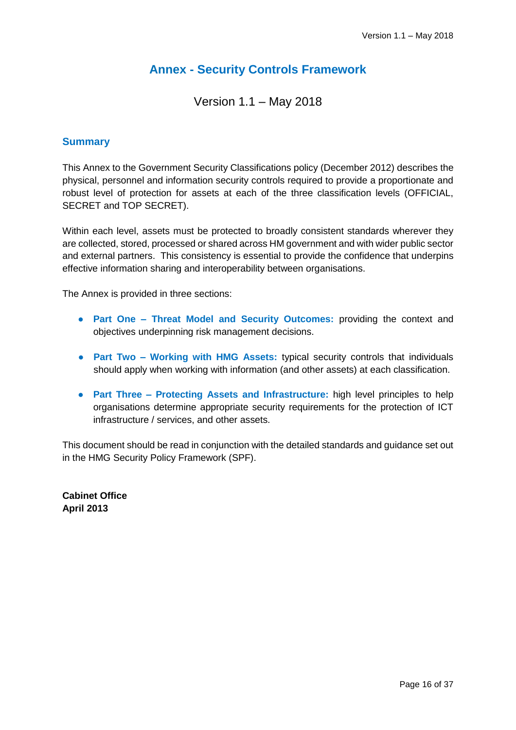# Annex - Security Controls Framework

Version 1.1 – May 2018

## Summary

This Annex to the Government Security Classifications policy (December 2012) describes the physical, personnel and information security controls required to provide a proportionate and robust level of protection for assets at each of the three classification levels (OFFICIAL, SECRET and TOP SECRET).

Within each level, assets must be protected to broadly consistent standards wherever they are collected, stored, processed or shared across HM government and with wider public sector and external partners. This consistency is essential to provide the confidence that underpins effective information sharing and interoperability between organisations.

The Annex is provided in three sections:

- **Part One – Threat Model and Security Outcomes:** providing the context and objectives underpinning risk management decisions.
- **Part Two – Working with HMG Assets:** typical security controls that individuals should apply when working with information (and other assets) at each classification.
- **Part Three – Protecting Assets and Infrastructure:** high level principles to help organisations determine appropriate security requirements for the protection of ICT infrastructure / services, and other assets.

This document should be read in conjunction with the detailed standards and guidance set out in the HMG Security Policy Framework (SPF).

**Cabinet Office**
**April 2013**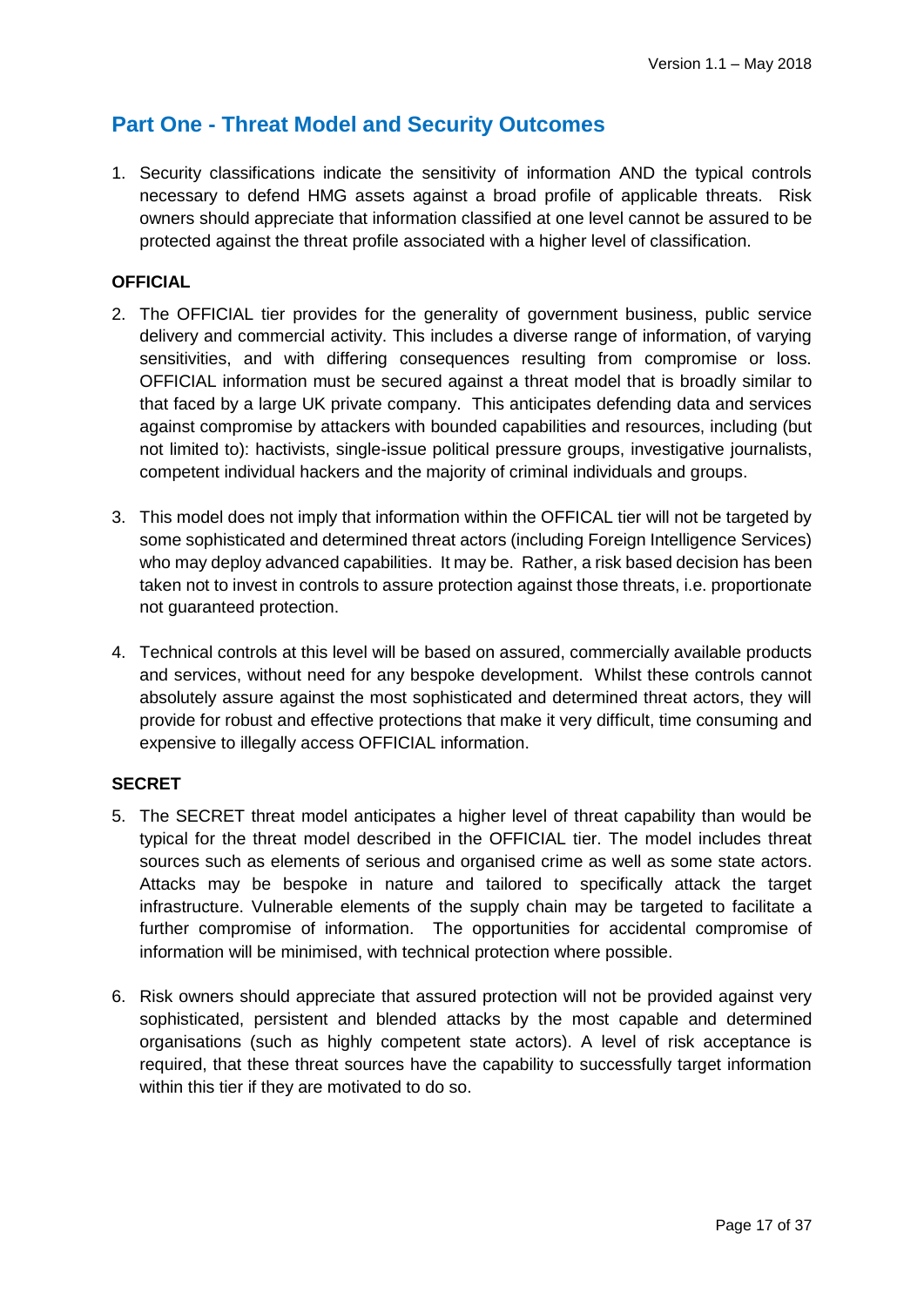## Part One - Threat Model and Security Outcomes

1. Security classifications indicate the sensitivity of information AND the typical controls necessary to defend HMG assets against a broad profile of applicable threats. Risk owners should appreciate that information classified at one level cannot be assured to be protected against the threat profile associated with a higher level of classification.

**OFFICIAL**

2. The OFFICIAL tier provides for the generality of government business, public service delivery and commercial activity. This includes a diverse range of information, of varying sensitivities, and with differing consequences resulting from compromise or loss. OFFICIAL information must be secured against a threat model that is broadly similar to that faced by a large UK private company. This anticipates defending data and services against compromise by attackers with bounded capabilities and resources, including (but not limited to): hactivists, single-issue political pressure groups, investigative journalists, competent individual hackers and the majority of criminal individuals and groups.

3. This model does not imply that information within the OFFICAL tier will not be targeted by some sophisticated and determined threat actors (including Foreign Intelligence Services) who may deploy advanced capabilities. It may be. Rather, a risk based decision has been taken not to invest in controls to assure protection against those threats, i.e. proportionate not guaranteed protection.

4. Technical controls at this level will be based on assured, commercially available products and services, without need for any bespoke development. Whilst these controls cannot absolutely assure against the most sophisticated and determined threat actors, they will provide for robust and effective protections that make it very difficult, time consuming and expensive to illegally access OFFICIAL information.

**SECRET**

5. The SECRET threat model anticipates a higher level of threat capability than would be typical for the threat model described in the OFFICIAL tier. The model includes threat sources such as elements of serious and organised crime as well as some state actors. Attacks may be bespoke in nature and tailored to specifically attack the target infrastructure. Vulnerable elements of the supply chain may be targeted to facilitate a further compromise of information. The opportunities for accidental compromise of information will be minimised, with technical protection where possible.

6. Risk owners should appreciate that assured protection will not be provided against very sophisticated, persistent and blended attacks by the most capable and determined organisations (such as highly competent state actors). A level of risk acceptance is required, that these threat sources have the capability to successfully target information within this tier if they are motivated to do so.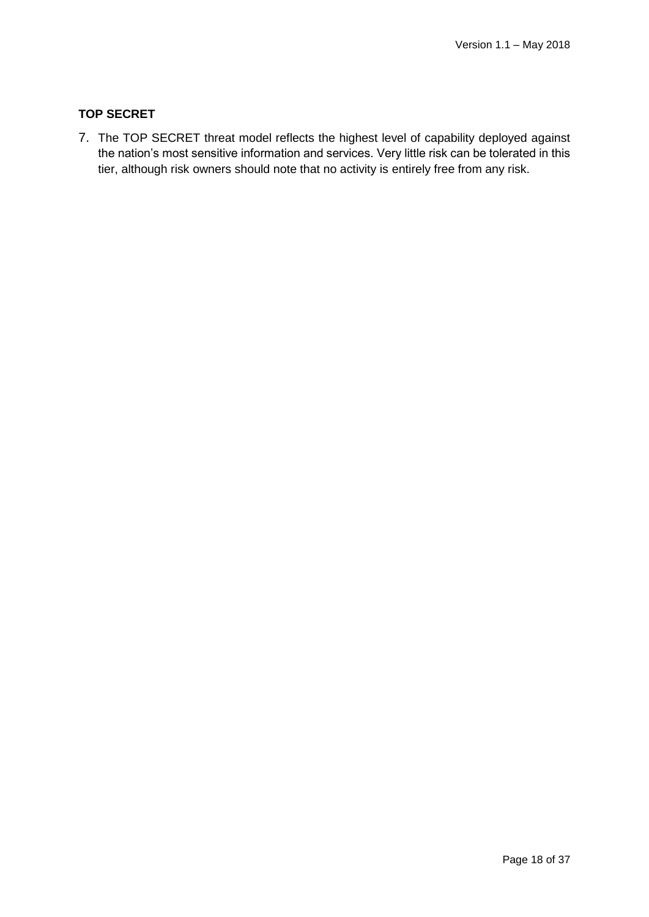**TOP SECRET**

7. The TOP SECRET threat model reflects the highest level of capability deployed against the nation's most sensitive information and services. Very little risk can be tolerated in this tier, although risk owners should note that no activity is entirely free from any risk.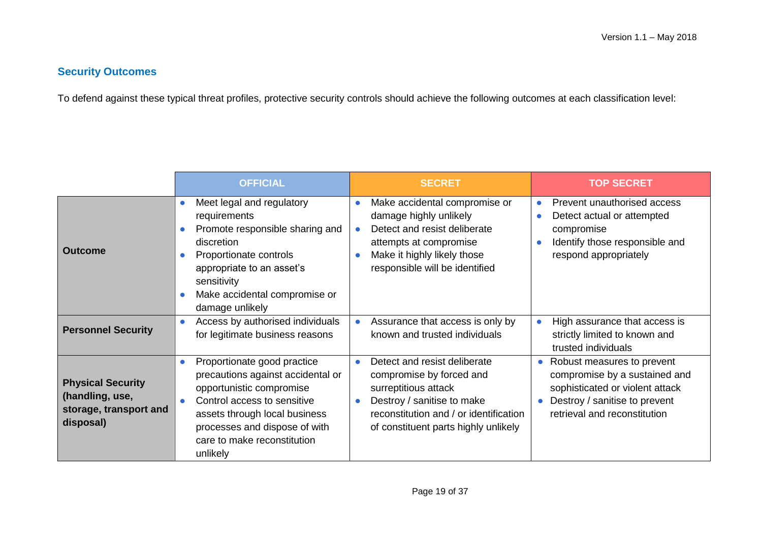## Security Outcomes

To defend against these typical threat profiles, protective security controls should achieve the following outcomes at each classification level:

| | OFFICIAL | SECRET | TOP SECRET |
|---|---|---|---|
| **Outcome** | • Meet legal and regulatory requirements<br>• Promote responsible sharing and discretion<br>• Proportionate controls appropriate to an asset's sensitivity<br>• Make accidental compromise or damage unlikely | • Make accidental compromise or damage highly unlikely<br>• Detect and resist deliberate attempts at compromise<br>• Make it highly likely those responsible will be identified | • Prevent unauthorised access<br>• Detect actual or attempted compromise<br>• Identify those responsible and respond appropriately |
| **Personnel Security** | • Access by authorised individuals for legitimate business reasons | • Assurance that access is only by known and trusted individuals | • High assurance that access is strictly limited to known and trusted individuals |
| **Physical Security (handling, use, storage, transport and disposal)** | • Proportionate good practice precautions against accidental or opportunistic compromise<br>• Control access to sensitive assets through local business processes and dispose of with care to make reconstitution unlikely | • Detect and resist deliberate compromise by forced and surreptitious attack<br>• Destroy / sanitise to make reconstitution and / or identification of constituent parts highly unlikely | • Robust measures to prevent compromise by a sustained and sophisticated or violent attack<br>• Destroy / sanitise to prevent retrieval and reconstitution |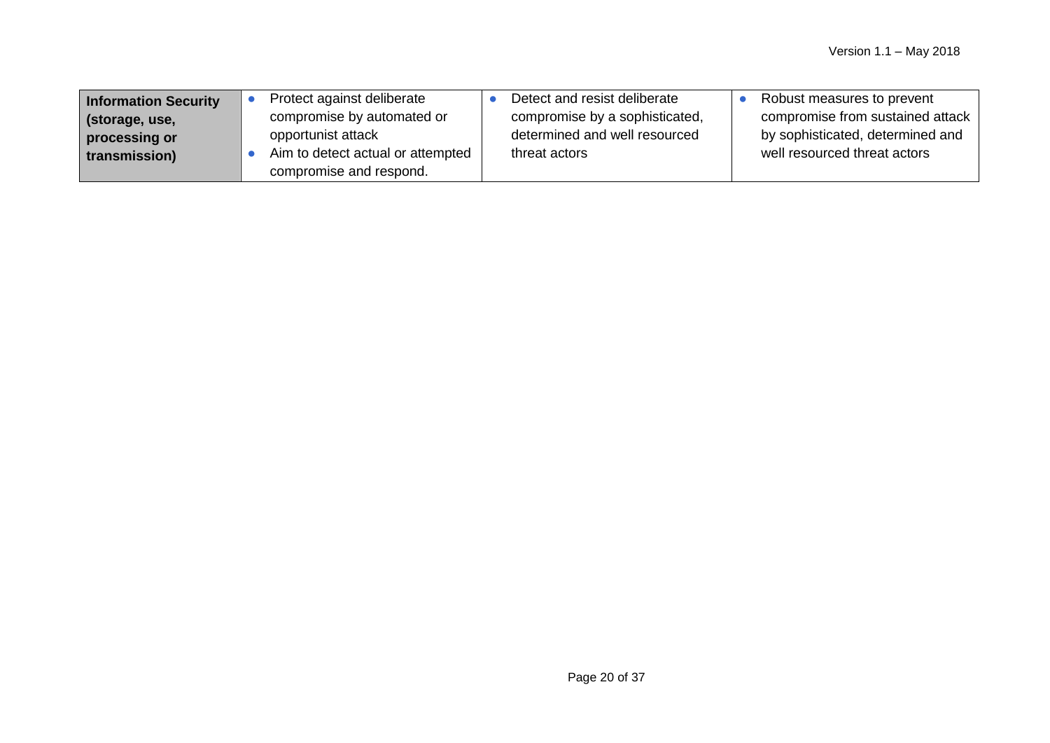| **Information Security (storage, use, processing or transmission)** | • Protect against deliberate compromise by automated or opportunist attack<br>• Aim to detect actual or attempted compromise and respond. | • Detect and resist deliberate compromise by a sophisticated, determined and well resourced threat actors | • Robust measures to prevent compromise from sustained attack by sophisticated, determined and well resourced threat actors |
|---|---|---|---|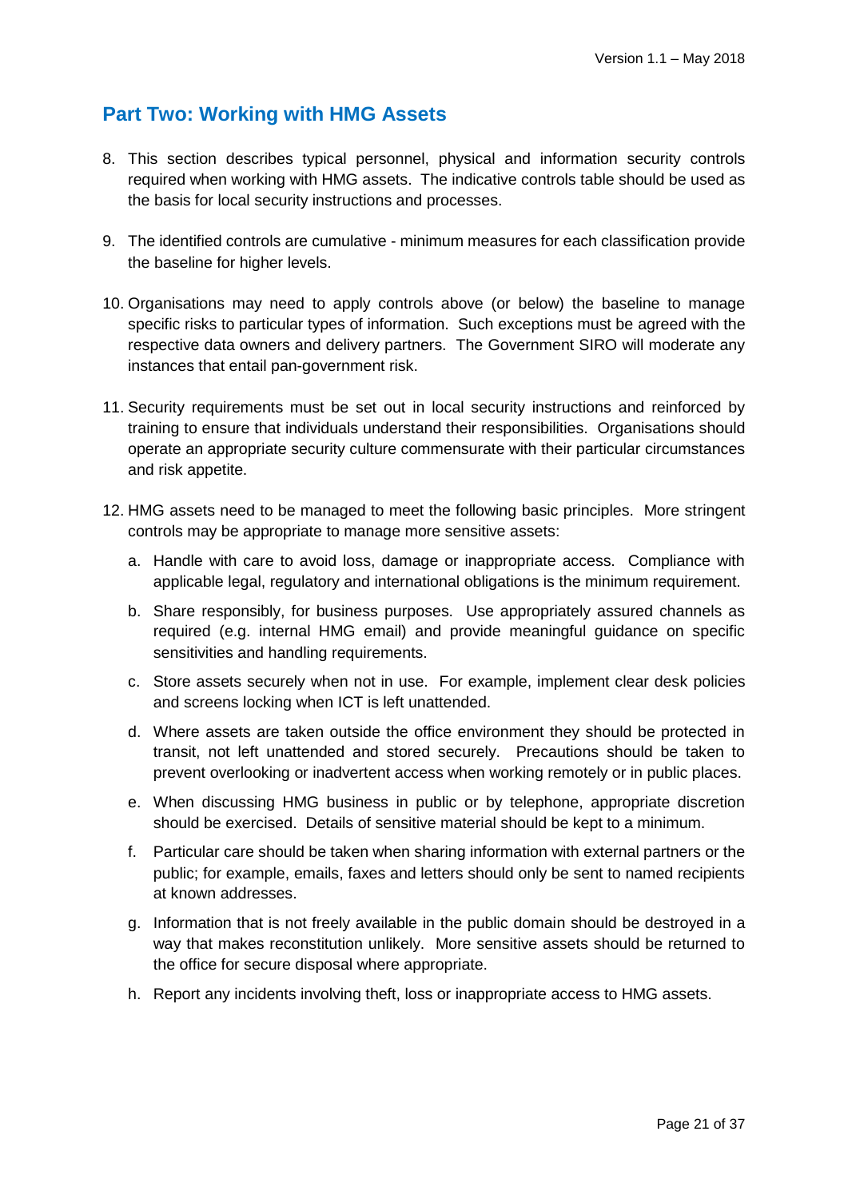## Part Two: Working with HMG Assets

8. This section describes typical personnel, physical and information security controls required when working with HMG assets. The indicative controls table should be used as the basis for local security instructions and processes.

9. The identified controls are cumulative - minimum measures for each classification provide the baseline for higher levels.

10. Organisations may need to apply controls above (or below) the baseline to manage specific risks to particular types of information. Such exceptions must be agreed with the respective data owners and delivery partners. The Government SIRO will moderate any instances that entail pan-government risk.

11. Security requirements must be set out in local security instructions and reinforced by training to ensure that individuals understand their responsibilities. Organisations should operate an appropriate security culture commensurate with their particular circumstances and risk appetite.

12. HMG assets need to be managed to meet the following basic principles. More stringent controls may be appropriate to manage more sensitive assets:

    a. Handle with care to avoid loss, damage or inappropriate access. Compliance with applicable legal, regulatory and international obligations is the minimum requirement.

    b. Share responsibly, for business purposes. Use appropriately assured channels as required (e.g. internal HMG email) and provide meaningful guidance on specific sensitivities and handling requirements.

    c. Store assets securely when not in use. For example, implement clear desk policies and screens locking when ICT is left unattended.

    d. Where assets are taken outside the office environment they should be protected in transit, not left unattended and stored securely. Precautions should be taken to prevent overlooking or inadvertent access when working remotely or in public places.

    e. When discussing HMG business in public or by telephone, appropriate discretion should be exercised. Details of sensitive material should be kept to a minimum.

    f. Particular care should be taken when sharing information with external partners or the public; for example, emails, faxes and letters should only be sent to named recipients at known addresses.

    g. Information that is not freely available in the public domain should be destroyed in a way that makes reconstitution unlikely. More sensitive assets should be returned to the office for secure disposal where appropriate.

    h. Report any incidents involving theft, loss or inappropriate access to HMG assets.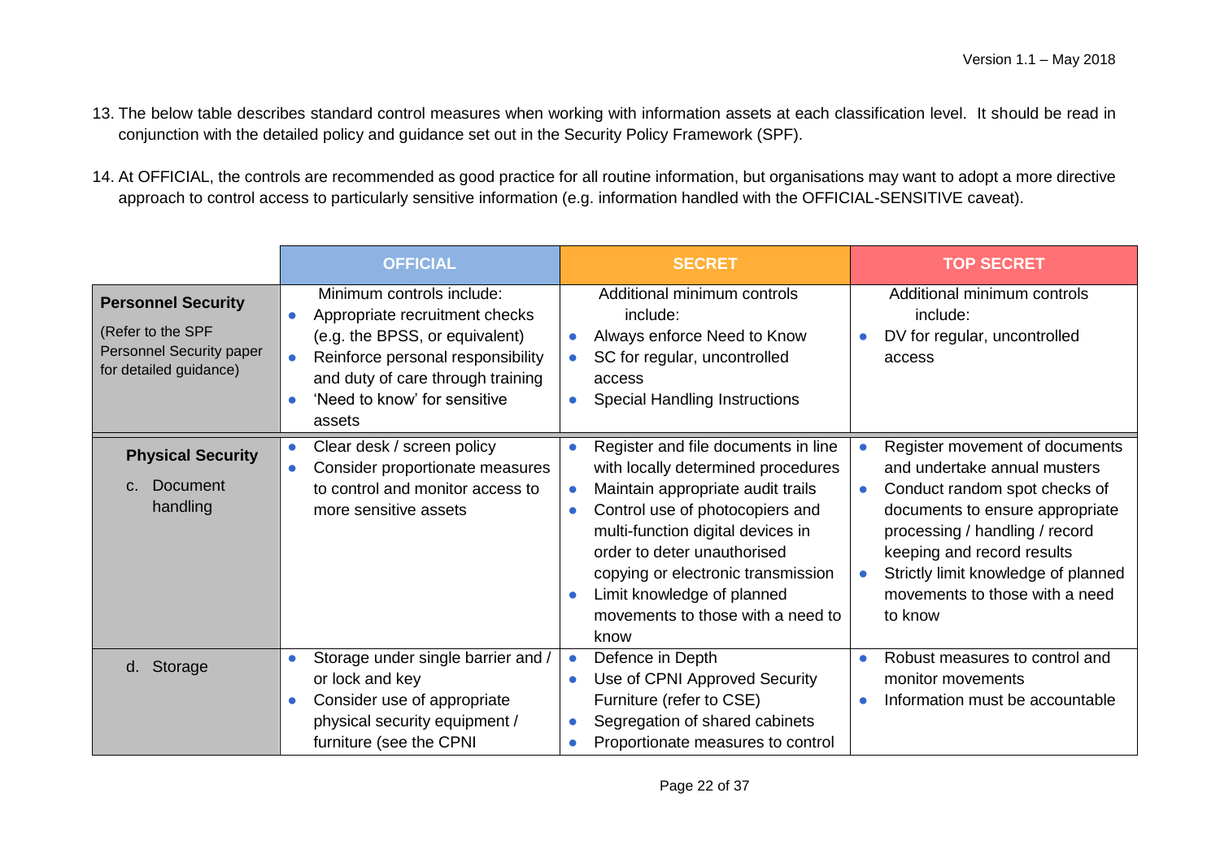13. The below table describes standard control measures when working with information assets at each classification level. It should be read in conjunction with the detailed policy and guidance set out in the Security Policy Framework (SPF).

14. At OFFICIAL, the controls are recommended as good practice for all routine information, but organisations may want to adopt a more directive approach to control access to particularly sensitive information (e.g. information handled with the OFFICIAL-SENSITIVE caveat).

| | OFFICIAL | SECRET | TOP SECRET |
|---|---|---|---|
| **Personnel Security** (Refer to the SPF Personnel Security paper for detailed guidance) | Minimum controls include: • Appropriate recruitment checks (e.g. the BPSS, or equivalent) • Reinforce personal responsibility and duty of care through training • 'Need to know' for sensitive assets | Additional minimum controls include: • Always enforce Need to Know • SC for regular, uncontrolled access • Special Handling Instructions | Additional minimum controls include: • DV for regular, uncontrolled access |
| **Physical Security** c. Document handling | • Clear desk / screen policy • Consider proportionate measures to control and monitor access to more sensitive assets | • Register and file documents in line with locally determined procedures • Maintain appropriate audit trails • Control use of photocopiers and multi-function digital devices in order to deter unauthorised copying or electronic transmission • Limit knowledge of planned movements to those with a need to know | • Register movement of documents and undertake annual musters • Conduct random spot checks of documents to ensure appropriate processing / handling / record keeping and record results • Strictly limit knowledge of planned movements to those with a need to know |
| d. Storage | • Storage under single barrier and / or lock and key • Consider use of appropriate physical security equipment / furniture (see the CPNI | • Defence in Depth • Use of CPNI Approved Security Furniture (refer to CSE) • Segregation of shared cabinets • Proportionate measures to control | • Robust measures to control and monitor movements • Information must be accountable |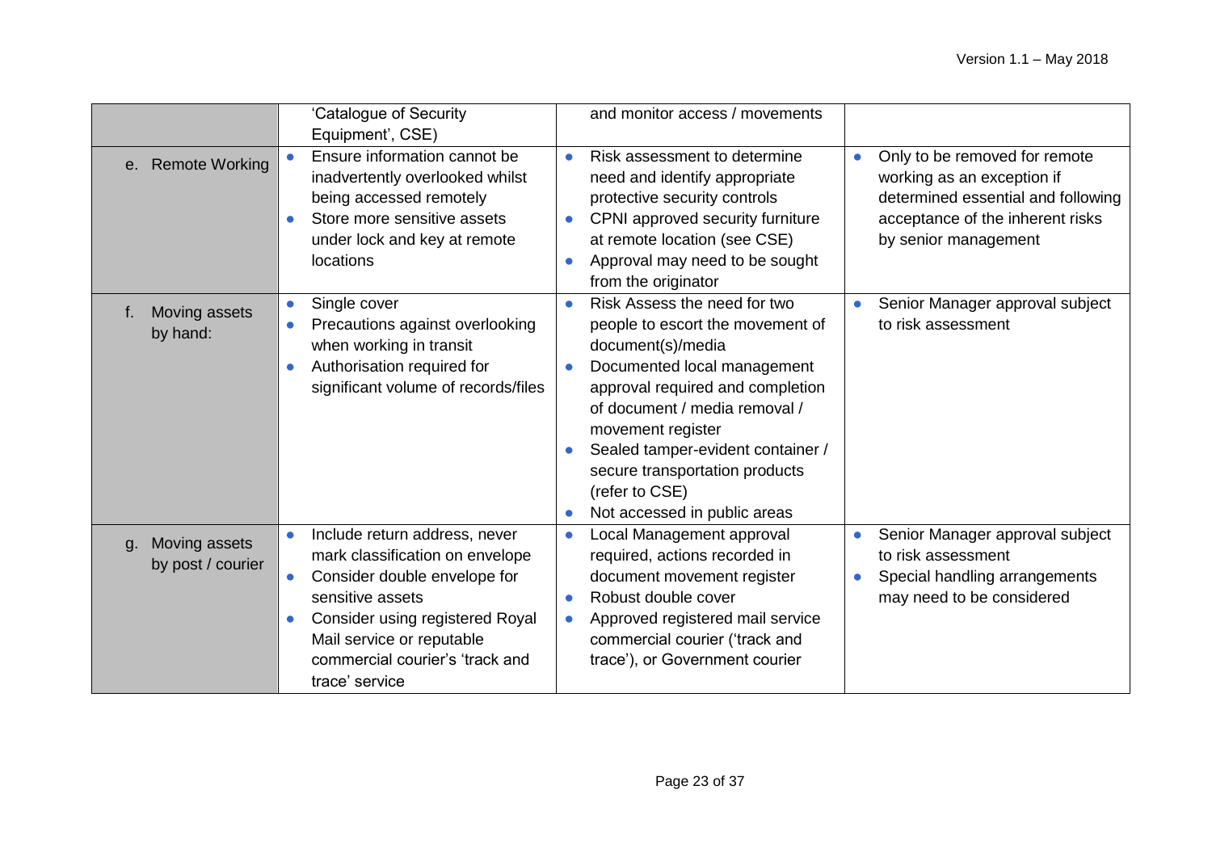| | | | |
|---|---|---|---|
| | 'Catalogue of Security Equipment', CSE) | and monitor access / movements | |
| e. Remote Working | • Ensure information cannot be inadvertently overlooked whilst being accessed remotely<br>• Store more sensitive assets under lock and key at remote locations | • Risk assessment to determine need and identify appropriate protective security controls<br>• CPNI approved security furniture at remote location (see CSE)<br>• Approval may need to be sought from the originator | • Only to be removed for remote working as an exception if determined essential and following acceptance of the inherent risks by senior management |
| f. Moving assets by hand: | • Single cover<br>• Precautions against overlooking when working in transit<br>• Authorisation required for significant volume of records/files | • Risk Assess the need for two people to escort the movement of document(s)/media<br>• Documented local management approval required and completion of document / media removal / movement register<br>• Sealed tamper-evident container / secure transportation products (refer to CSE)<br>• Not accessed in public areas | • Senior Manager approval subject to risk assessment |
| g. Moving assets by post / courier | • Include return address, never mark classification on envelope<br>• Consider double envelope for sensitive assets<br>• Consider using registered Royal Mail service or reputable commercial courier's 'track and trace' service | • Local Management approval required, actions recorded in document movement register<br>• Robust double cover<br>• Approved registered mail service commercial courier ('track and trace'), or Government courier | • Senior Manager approval subject to risk assessment<br>• Special handling arrangements may need to be considered |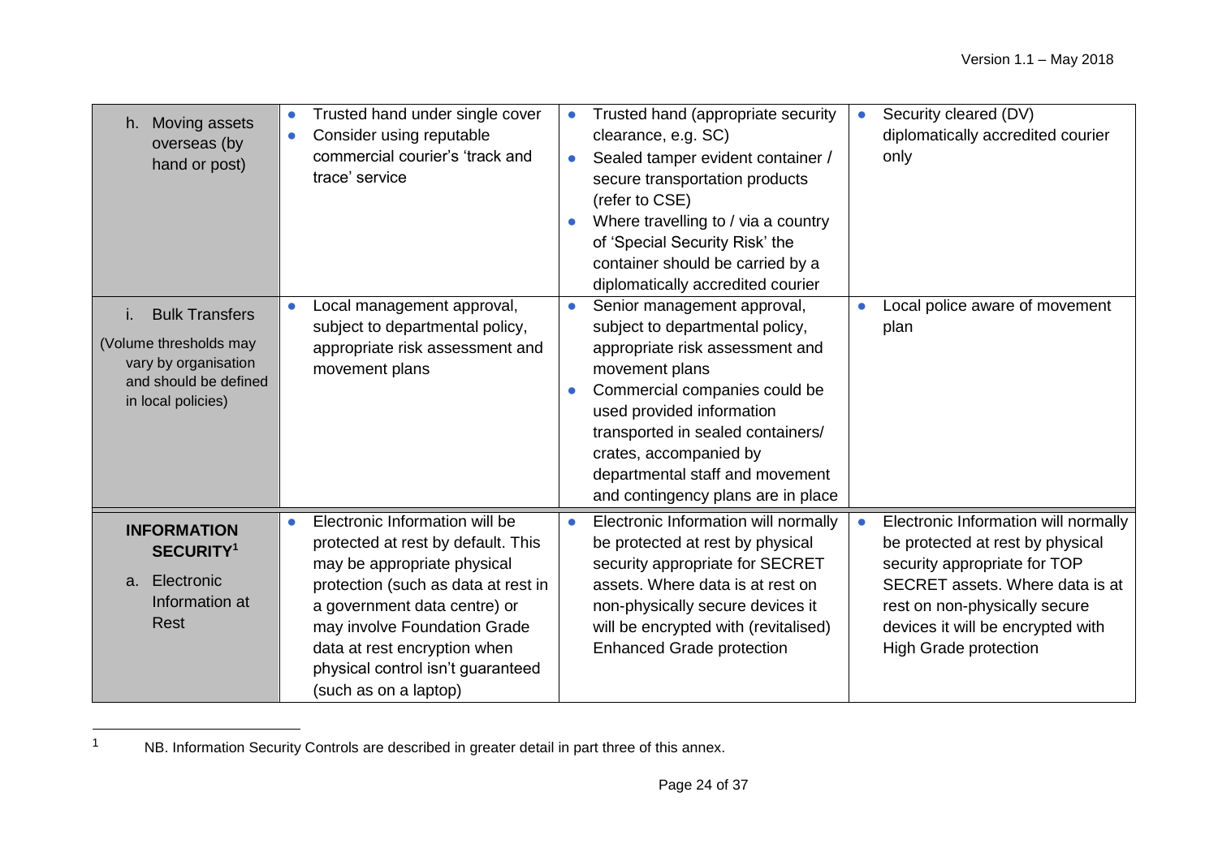| | | | |
|---|---|---|---|
| h. Moving assets overseas (by hand or post) | • Trusted hand under single cover<br>• Consider using reputable commercial courier's 'track and trace' service | • Trusted hand (appropriate security clearance, e.g. SC)<br>• Sealed tamper evident container / secure transportation products (refer to CSE)<br>• Where travelling to / via a country of 'Special Security Risk' the container should be carried by a diplomatically accredited courier | • Security cleared (DV) diplomatically accredited courier only |
| i. Bulk Transfers<br>(Volume thresholds may vary by organisation and should be defined in local policies) | • Local management approval, subject to departmental policy, appropriate risk assessment and movement plans | • Senior management approval, subject to departmental policy, appropriate risk assessment and movement plans<br>• Commercial companies could be used provided information transported in sealed containers/ crates, accompanied by departmental staff and movement and contingency plans are in place | • Local police aware of movement plan |
| **INFORMATION SECURITY**[1]<br>a. Electronic Information at Rest | • Electronic Information will be protected at rest by default. This may be appropriate physical protection (such as data at rest in a government data centre) or may involve Foundation Grade data at rest encryption when physical control isn't guaranteed (such as on a laptop) | • Electronic Information will normally be protected at rest by physical security appropriate for SECRET assets. Where data is at rest on non-physically secure devices it will be encrypted with (revitalised) Enhanced Grade protection | • Electronic Information will normally be protected at rest by physical security appropriate for TOP SECRET assets. Where data is at rest on non-physically secure devices it will be encrypted with High Grade protection |

[1] NB. Information Security Controls are described in greater detail in part three of this annex.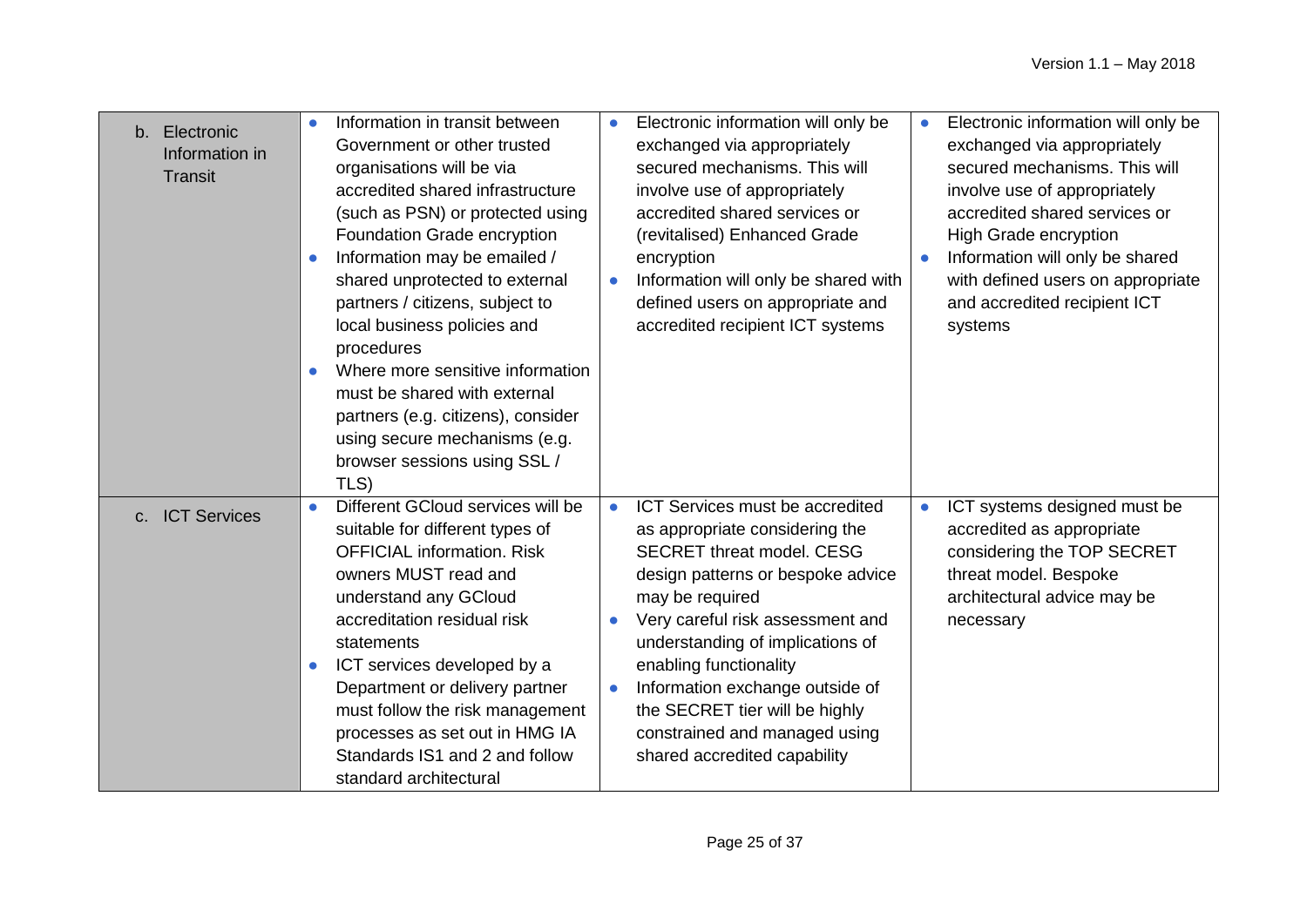| | | | |
|---|---|---|---|
| b. Electronic Information in Transit | • Information in transit between Government or other trusted organisations will be via accredited shared infrastructure (such as PSN) or protected using Foundation Grade encryption<br>• Information may be emailed / shared unprotected to external partners / citizens, subject to local business policies and procedures<br>• Where more sensitive information must be shared with external partners (e.g. citizens), consider using secure mechanisms (e.g. browser sessions using SSL / TLS) | • Electronic information will only be exchanged via appropriately secured mechanisms. This will involve use of appropriately accredited shared services or (revitalised) Enhanced Grade encryption<br>• Information will only be shared with defined users on appropriate and accredited recipient ICT systems | • Electronic information will only be exchanged via appropriately secured mechanisms. This will involve use of appropriately accredited shared services or High Grade encryption<br>• Information will only be shared with defined users on appropriate and accredited recipient ICT systems |
| c. ICT Services | • Different GCloud services will be suitable for different types of OFFICIAL information. Risk owners MUST read and understand any GCloud accreditation residual risk statements<br>• ICT services developed by a Department or delivery partner must follow the risk management processes as set out in HMG IA Standards IS1 and 2 and follow standard architectural | • ICT Services must be accredited as appropriate considering the SECRET threat model. CESG design patterns or bespoke advice may be required<br>• Very careful risk assessment and understanding of implications of enabling functionality<br>• Information exchange outside of the SECRET tier will be highly constrained and managed using shared accredited capability | • ICT systems designed must be accredited as appropriate considering the TOP SECRET threat model. Bespoke architectural advice may be necessary |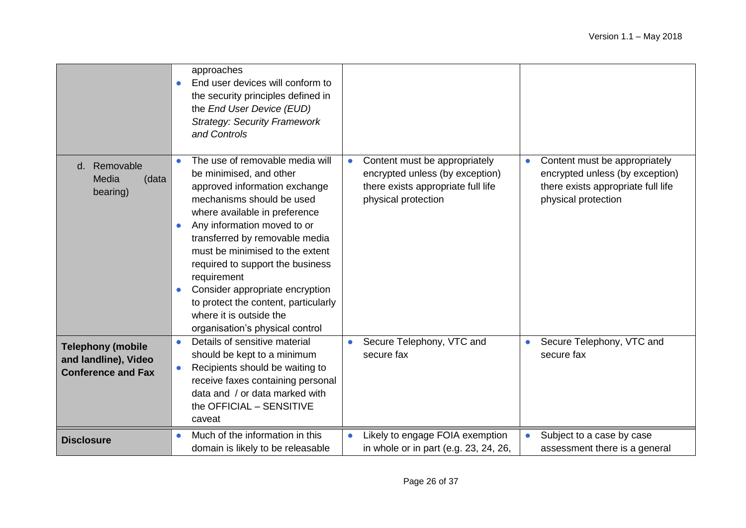| | | | |
|---|---|---|---|
| | approaches<br>• End user devices will conform to the security principles defined in the *End User Device (EUD) Strategy: Security Framework and Controls* | | |
| d. Removable Media (data bearing) | • The use of removable media will be minimised, and other approved information exchange mechanisms should be used where available in preference<br>• Any information moved to or transferred by removable media must be minimised to the extent required to support the business requirement<br>• Consider appropriate encryption to protect the content, particularly where it is outside the organisation's physical control | • Content must be appropriately encrypted unless (by exception) there exists appropriate full life physical protection | • Content must be appropriately encrypted unless (by exception) there exists appropriate full life physical protection |
| **Telephony (mobile and landline), Video Conference and Fax** | • Details of sensitive material should be kept to a minimum<br>• Recipients should be waiting to receive faxes containing personal data and / or data marked with the OFFICIAL – SENSITIVE caveat | • Secure Telephony, VTC and secure fax | • Secure Telephony, VTC and secure fax |
| **Disclosure** | • Much of the information in this domain is likely to be releasable | • Likely to engage FOIA exemption in whole or in part (e.g. 23, 24, 26, | • Subject to a case by case assessment there is a general |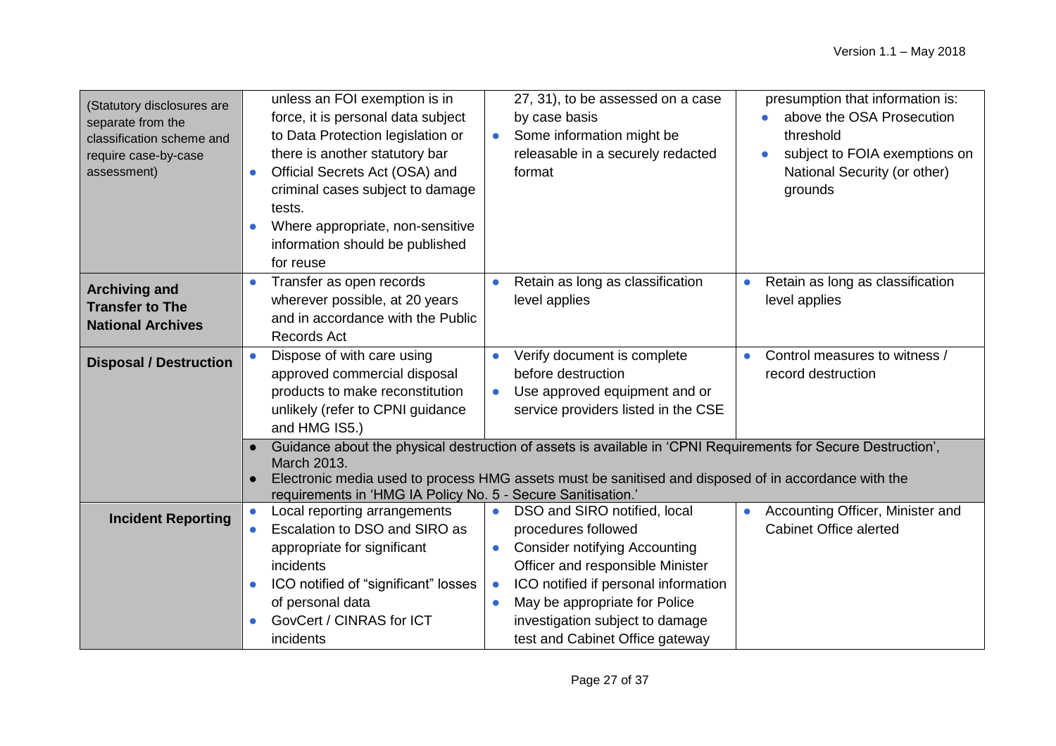| | | | |
|---|---|---|---|
| (Statutory disclosures are separate from the classification scheme and require case-by-case assessment) | unless an FOI exemption is in force, it is personal data subject to Data Protection legislation or there is another statutory bar<br>• Official Secrets Act (OSA) and criminal cases subject to damage tests.<br>• Where appropriate, non-sensitive information should be published for reuse | 27, 31), to be assessed on a case by case basis<br>• Some information might be releasable in a securely redacted format | presumption that information is:<br>• above the OSA Prosecution threshold<br>• subject to FOIA exemptions on National Security (or other) grounds |
| **Archiving and Transfer to The National Archives** | • Transfer as open records wherever possible, at 20 years and in accordance with the Public Records Act | • Retain as long as classification level applies | • Retain as long as classification level applies |
| **Disposal / Destruction** | • Dispose of with care using approved commercial disposal products to make reconstitution unlikely (refer to CPNI guidance and HMG IS5.) | • Verify document is complete before destruction<br>• Use approved equipment and or service providers listed in the CSE | • Control measures to witness / record destruction |
| | • Guidance about the physical destruction of assets is available in 'CPNI Requirements for Secure Destruction', March 2013.<br>• Electronic media used to process HMG assets must be sanitised and disposed of in accordance with the requirements in 'HMG IA Policy No. 5 - Secure Sanitisation.' | | |
| **Incident Reporting** | • Local reporting arrangements<br>• Escalation to DSO and SIRO as appropriate for significant incidents<br>• ICO notified of "significant" losses of personal data<br>• GovCert / CINRAS for ICT incidents | • DSO and SIRO notified, local procedures followed<br>• Consider notifying Accounting Officer and responsible Minister<br>• ICO notified if personal information<br>• May be appropriate for Police investigation subject to damage test and Cabinet Office gateway | • Accounting Officer, Minister and Cabinet Office alerted |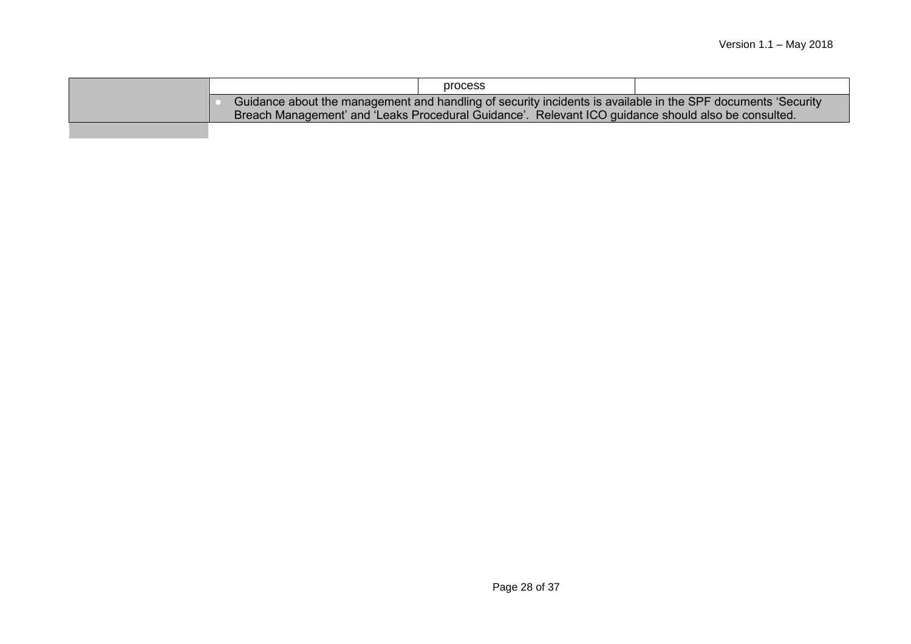| | | | |
|---|---|---|---|
| | | process | |
| | • Guidance about the management and handling of security incidents is available in the SPF documents 'Security Breach Management' and 'Leaks Procedural Guidance'. Relevant ICO guidance should also be consulted. | | |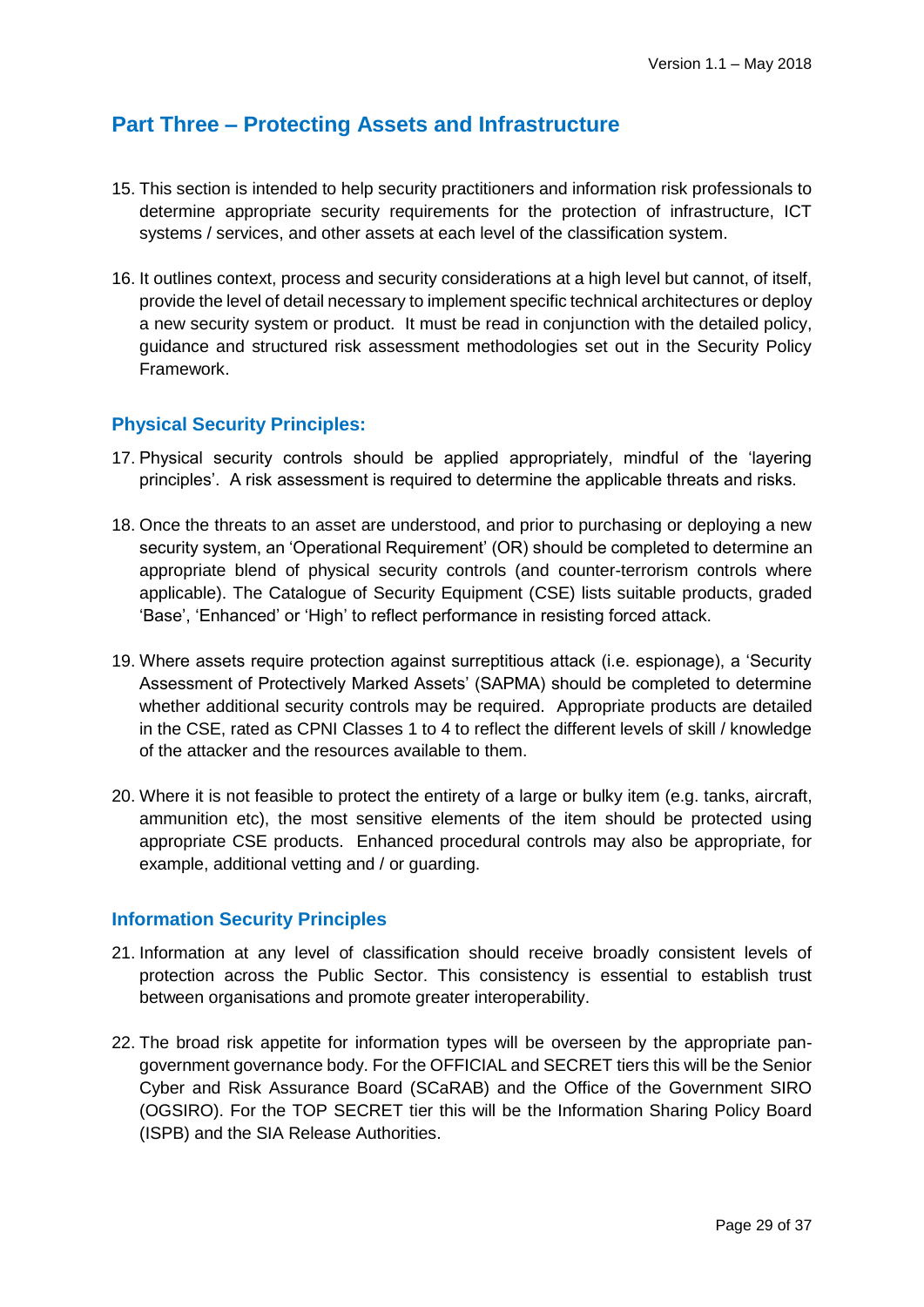## Part Three – Protecting Assets and Infrastructure

15. This section is intended to help security practitioners and information risk professionals to determine appropriate security requirements for the protection of infrastructure, ICT systems / services, and other assets at each level of the classification system.

16. It outlines context, process and security considerations at a high level but cannot, of itself, provide the level of detail necessary to implement specific technical architectures or deploy a new security system or product. It must be read in conjunction with the detailed policy, guidance and structured risk assessment methodologies set out in the Security Policy Framework.

### Physical Security Principles:

17. Physical security controls should be applied appropriately, mindful of the 'layering principles'. A risk assessment is required to determine the applicable threats and risks.

18. Once the threats to an asset are understood, and prior to purchasing or deploying a new security system, an 'Operational Requirement' (OR) should be completed to determine an appropriate blend of physical security controls (and counter-terrorism controls where applicable). The Catalogue of Security Equipment (CSE) lists suitable products, graded 'Base', 'Enhanced' or 'High' to reflect performance in resisting forced attack.

19. Where assets require protection against surreptitious attack (i.e. espionage), a 'Security Assessment of Protectively Marked Assets' (SAPMA) should be completed to determine whether additional security controls may be required. Appropriate products are detailed in the CSE, rated as CPNI Classes 1 to 4 to reflect the different levels of skill / knowledge of the attacker and the resources available to them.

20. Where it is not feasible to protect the entirety of a large or bulky item (e.g. tanks, aircraft, ammunition etc), the most sensitive elements of the item should be protected using appropriate CSE products. Enhanced procedural controls may also be appropriate, for example, additional vetting and / or guarding.

### Information Security Principles

21. Information at any level of classification should receive broadly consistent levels of protection across the Public Sector. This consistency is essential to establish trust between organisations and promote greater interoperability.

22. The broad risk appetite for information types will be overseen by the appropriate pan-government governance body. For the OFFICIAL and SECRET tiers this will be the Senior Cyber and Risk Assurance Board (SCaRAB) and the Office of the Government SIRO (OGSIRO). For the TOP SECRET tier this will be the Information Sharing Policy Board (ISPB) and the SIA Release Authorities.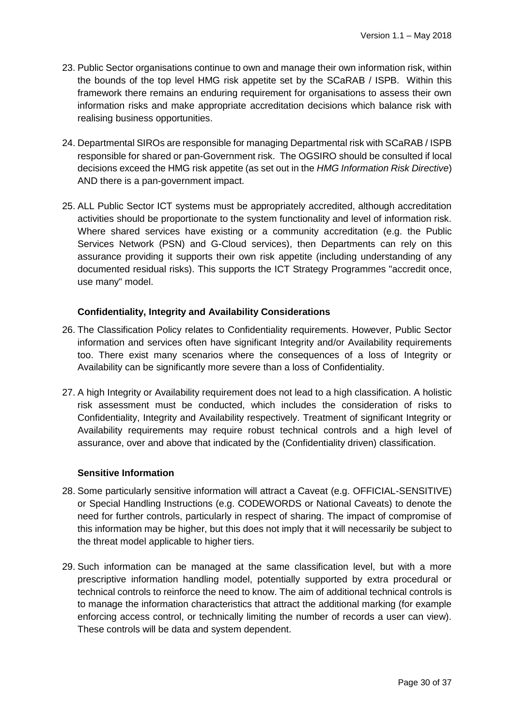23. Public Sector organisations continue to own and manage their own information risk, within the bounds of the top level HMG risk appetite set by the SCaRAB / ISPB. Within this framework there remains an enduring requirement for organisations to assess their own information risks and make appropriate accreditation decisions which balance risk with realising business opportunities.

24. Departmental SIROs are responsible for managing Departmental risk with SCaRAB / ISPB responsible for shared or pan-Government risk. The OGSIRO should be consulted if local decisions exceed the HMG risk appetite (as set out in the *HMG Information Risk Directive*) AND there is a pan-government impact.

25. ALL Public Sector ICT systems must be appropriately accredited, although accreditation activities should be proportionate to the system functionality and level of information risk. Where shared services have existing or a community accreditation (e.g. the Public Services Network (PSN) and G-Cloud services), then Departments can rely on this assurance providing it supports their own risk appetite (including understanding of any documented residual risks). This supports the ICT Strategy Programmes "accredit once, use many" model.

#### Confidentiality, Integrity and Availability Considerations

26. The Classification Policy relates to Confidentiality requirements. However, Public Sector information and services often have significant Integrity and/or Availability requirements too. There exist many scenarios where the consequences of a loss of Integrity or Availability can be significantly more severe than a loss of Confidentiality.

27. A high Integrity or Availability requirement does not lead to a high classification. A holistic risk assessment must be conducted, which includes the consideration of risks to Confidentiality, Integrity and Availability respectively. Treatment of significant Integrity or Availability requirements may require robust technical controls and a high level of assurance, over and above that indicated by the (Confidentiality driven) classification.

#### Sensitive Information

28. Some particularly sensitive information will attract a Caveat (e.g. OFFICIAL-SENSITIVE) or Special Handling Instructions (e.g. CODEWORDS or National Caveats) to denote the need for further controls, particularly in respect of sharing. The impact of compromise of this information may be higher, but this does not imply that it will necessarily be subject to the threat model applicable to higher tiers.

29. Such information can be managed at the same classification level, but with a more prescriptive information handling model, potentially supported by extra procedural or technical controls to reinforce the need to know. The aim of additional technical controls is to manage the information characteristics that attract the additional marking (for example enforcing access control, or technically limiting the number of records a user can view). These controls will be data and system dependent.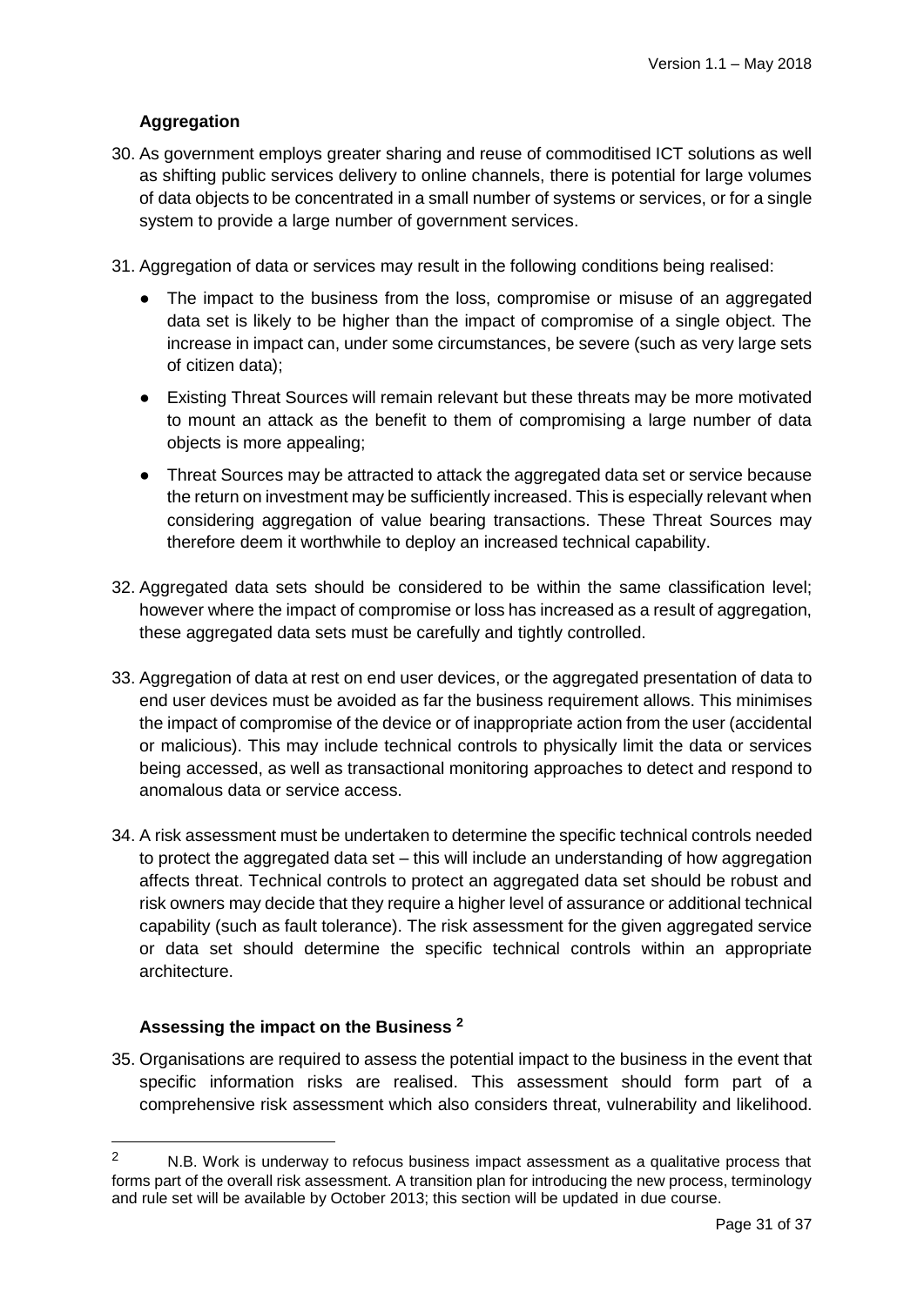### Aggregation

30. As government employs greater sharing and reuse of commoditised ICT solutions as well as shifting public services delivery to online channels, there is potential for large volumes of data objects to be concentrated in a small number of systems or services, or for a single system to provide a large number of government services.

31. Aggregation of data or services may result in the following conditions being realised:

    - The impact to the business from the loss, compromise or misuse of an aggregated data set is likely to be higher than the impact of compromise of a single object. The increase in impact can, under some circumstances, be severe (such as very large sets of citizen data);
    - Existing Threat Sources will remain relevant but these threats may be more motivated to mount an attack as the benefit to them of compromising a large number of data objects is more appealing;
    - Threat Sources may be attracted to attack the aggregated data set or service because the return on investment may be sufficiently increased. This is especially relevant when considering aggregation of value bearing transactions. These Threat Sources may therefore deem it worthwhile to deploy an increased technical capability.

32. Aggregated data sets should be considered to be within the same classification level; however where the impact of compromise or loss has increased as a result of aggregation, these aggregated data sets must be carefully and tightly controlled.

33. Aggregation of data at rest on end user devices, or the aggregated presentation of data to end user devices must be avoided as far the business requirement allows. This minimises the impact of compromise of the device or of inappropriate action from the user (accidental or malicious). This may include technical controls to physically limit the data or services being accessed, as well as transactional monitoring approaches to detect and respond to anomalous data or service access.

34. A risk assessment must be undertaken to determine the specific technical controls needed to protect the aggregated data set – this will include an understanding of how aggregation affects threat. Technical controls to protect an aggregated data set should be robust and risk owners may decide that they require a higher level of assurance or additional technical capability (such as fault tolerance). The risk assessment for the given aggregated service or data set should determine the specific technical controls within an appropriate architecture.

### Assessing the impact on the Business [2]

35. Organisations are required to assess the potential impact to the business in the event that specific information risks are realised. This assessment should form part of a comprehensive risk assessment which also considers threat, vulnerability and likelihood.

---

[2] N.B. Work is underway to refocus business impact assessment as a qualitative process that forms part of the overall risk assessment. A transition plan for introducing the new process, terminology and rule set will be available by October 2013; this section will be updated in due course.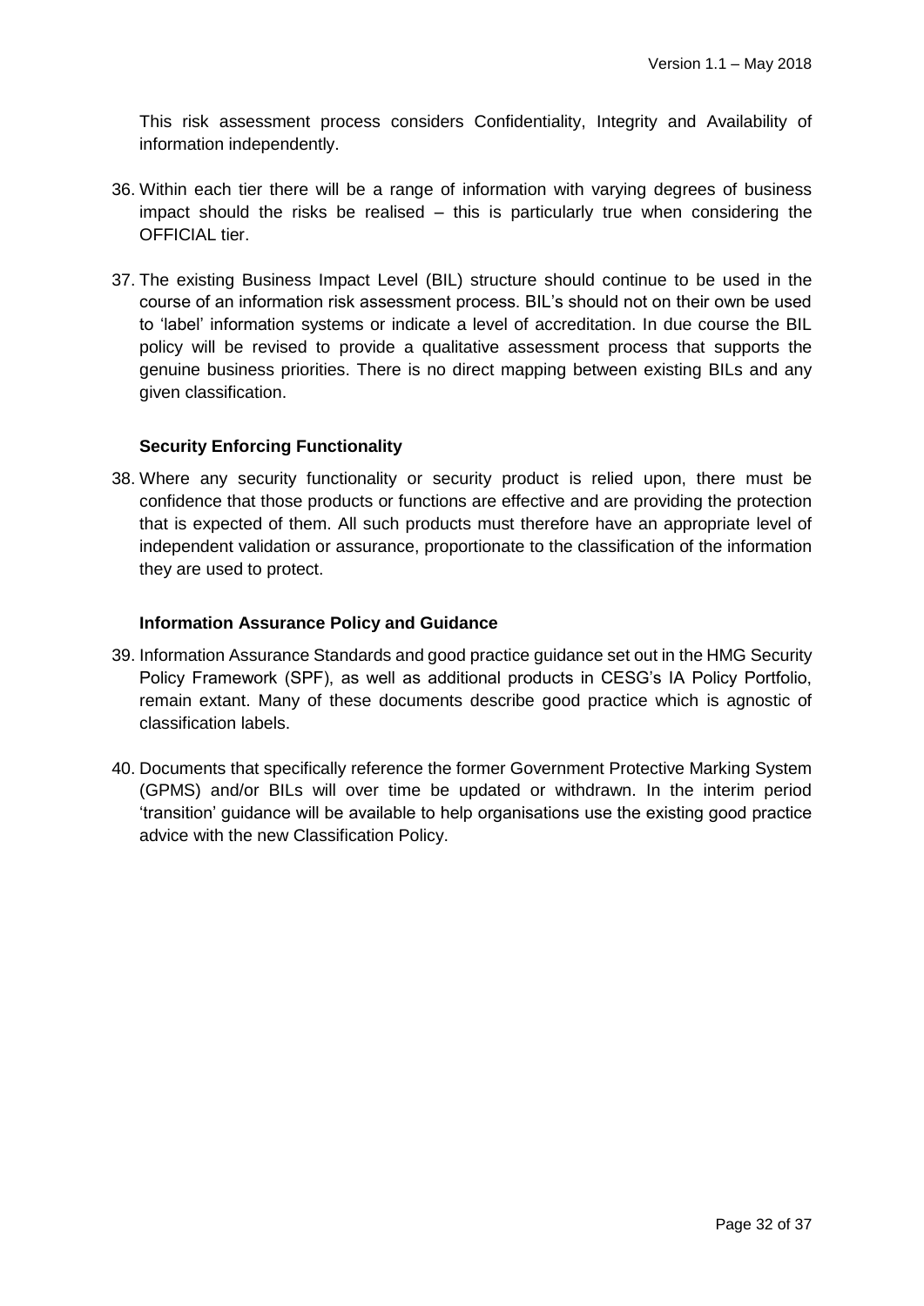This risk assessment process considers Confidentiality, Integrity and Availability of information independently.

36. Within each tier there will be a range of information with varying degrees of business impact should the risks be realised – this is particularly true when considering the OFFICIAL tier.

37. The existing Business Impact Level (BIL) structure should continue to be used in the course of an information risk assessment process. BIL's should not on their own be used to 'label' information systems or indicate a level of accreditation. In due course the BIL policy will be revised to provide a qualitative assessment process that supports the genuine business priorities. There is no direct mapping between existing BILs and any given classification.

### Security Enforcing Functionality

38. Where any security functionality or security product is relied upon, there must be confidence that those products or functions are effective and are providing the protection that is expected of them. All such products must therefore have an appropriate level of independent validation or assurance, proportionate to the classification of the information they are used to protect.

### Information Assurance Policy and Guidance

39. Information Assurance Standards and good practice guidance set out in the HMG Security Policy Framework (SPF), as well as additional products in CESG's IA Policy Portfolio, remain extant. Many of these documents describe good practice which is agnostic of classification labels.

40. Documents that specifically reference the former Government Protective Marking System (GPMS) and/or BILs will over time be updated or withdrawn. In the interim period 'transition' guidance will be available to help organisations use the existing good practice advice with the new Classification Policy.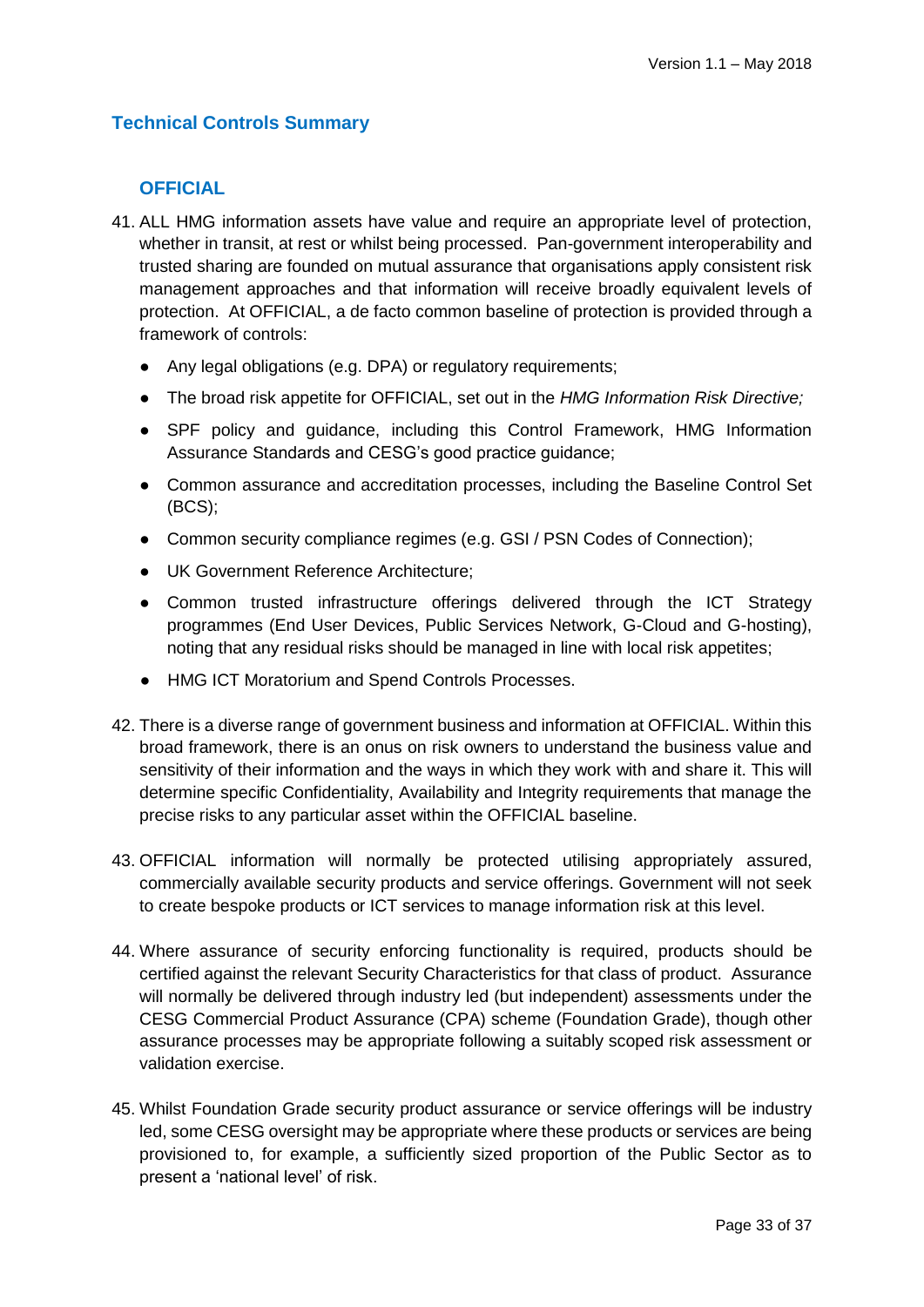## Technical Controls Summary

### OFFICIAL

41. ALL HMG information assets have value and require an appropriate level of protection, whether in transit, at rest or whilst being processed. Pan-government interoperability and trusted sharing are founded on mutual assurance that organisations apply consistent risk management approaches and that information will receive broadly equivalent levels of protection. At OFFICIAL, a de facto common baseline of protection is provided through a framework of controls:

    - Any legal obligations (e.g. DPA) or regulatory requirements;
    - The broad risk appetite for OFFICIAL, set out in the *HMG Information Risk Directive;*
    - SPF policy and guidance, including this Control Framework, HMG Information Assurance Standards and CESG's good practice guidance;
    - Common assurance and accreditation processes, including the Baseline Control Set (BCS);
    - Common security compliance regimes (e.g. GSI / PSN Codes of Connection);
    - UK Government Reference Architecture;
    - Common trusted infrastructure offerings delivered through the ICT Strategy programmes (End User Devices, Public Services Network, G-Cloud and G-hosting), noting that any residual risks should be managed in line with local risk appetites;
    - HMG ICT Moratorium and Spend Controls Processes.

42. There is a diverse range of government business and information at OFFICIAL. Within this broad framework, there is an onus on risk owners to understand the business value and sensitivity of their information and the ways in which they work with and share it. This will determine specific Confidentiality, Availability and Integrity requirements that manage the precise risks to any particular asset within the OFFICIAL baseline.

43. OFFICIAL information will normally be protected utilising appropriately assured, commercially available security products and service offerings. Government will not seek to create bespoke products or ICT services to manage information risk at this level.

44. Where assurance of security enforcing functionality is required, products should be certified against the relevant Security Characteristics for that class of product. Assurance will normally be delivered through industry led (but independent) assessments under the CESG Commercial Product Assurance (CPA) scheme (Foundation Grade), though other assurance processes may be appropriate following a suitably scoped risk assessment or validation exercise.

45. Whilst Foundation Grade security product assurance or service offerings will be industry led, some CESG oversight may be appropriate where these products or services are being provisioned to, for example, a sufficiently sized proportion of the Public Sector as to present a 'national level' of risk.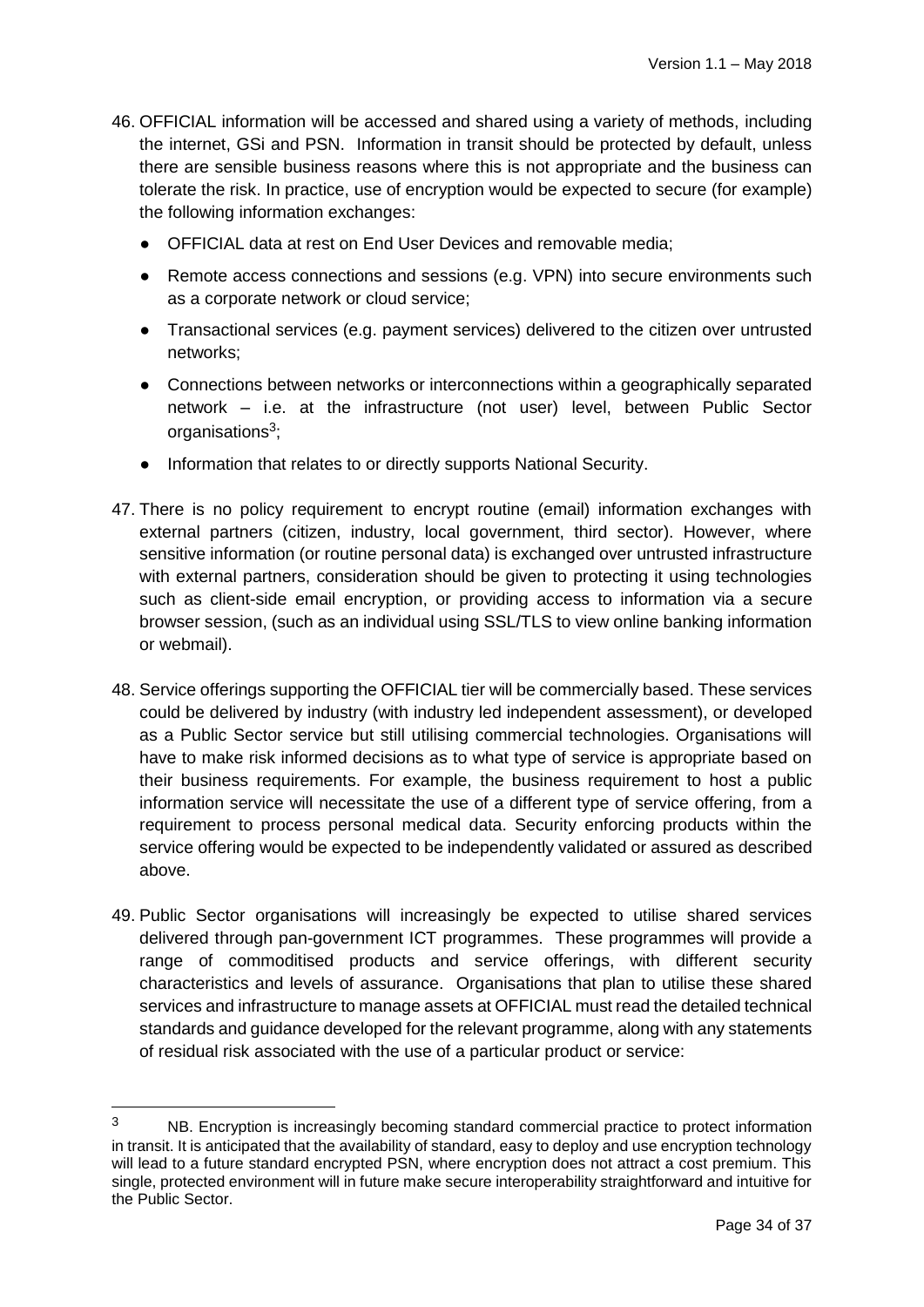46. OFFICIAL information will be accessed and shared using a variety of methods, including the internet, GSi and PSN. Information in transit should be protected by default, unless there are sensible business reasons where this is not appropriate and the business can tolerate the risk. In practice, use of encryption would be expected to secure (for example) the following information exchanges:

    - OFFICIAL data at rest on End User Devices and removable media;
    - Remote access connections and sessions (e.g. VPN) into secure environments such as a corporate network or cloud service;
    - Transactional services (e.g. payment services) delivered to the citizen over untrusted networks;
    - Connections between networks or interconnections within a geographically separated network – i.e. at the infrastructure (not user) level, between Public Sector organisations[3];
    - Information that relates to or directly supports National Security.

47. There is no policy requirement to encrypt routine (email) information exchanges with external partners (citizen, industry, local government, third sector). However, where sensitive information (or routine personal data) is exchanged over untrusted infrastructure with external partners, consideration should be given to protecting it using technologies such as client-side email encryption, or providing access to information via a secure browser session, (such as an individual using SSL/TLS to view online banking information or webmail).

48. Service offerings supporting the OFFICIAL tier will be commercially based. These services could be delivered by industry (with industry led independent assessment), or developed as a Public Sector service but still utilising commercial technologies. Organisations will have to make risk informed decisions as to what type of service is appropriate based on their business requirements. For example, the business requirement to host a public information service will necessitate the use of a different type of service offering, from a requirement to process personal medical data. Security enforcing products within the service offering would be expected to be independently validated or assured as described above.

49. Public Sector organisations will increasingly be expected to utilise shared services delivered through pan-government ICT programmes. These programmes will provide a range of commoditised products and service offerings, with different security characteristics and levels of assurance. Organisations that plan to utilise these shared services and infrastructure to manage assets at OFFICIAL must read the detailed technical standards and guidance developed for the relevant programme, along with any statements of residual risk associated with the use of a particular product or service:

---

[3] NB. Encryption is increasingly becoming standard commercial practice to protect information in transit. It is anticipated that the availability of standard, easy to deploy and use encryption technology will lead to a future standard encrypted PSN, where encryption does not attract a cost premium. This single, protected environment will in future make secure interoperability straightforward and intuitive for the Public Sector.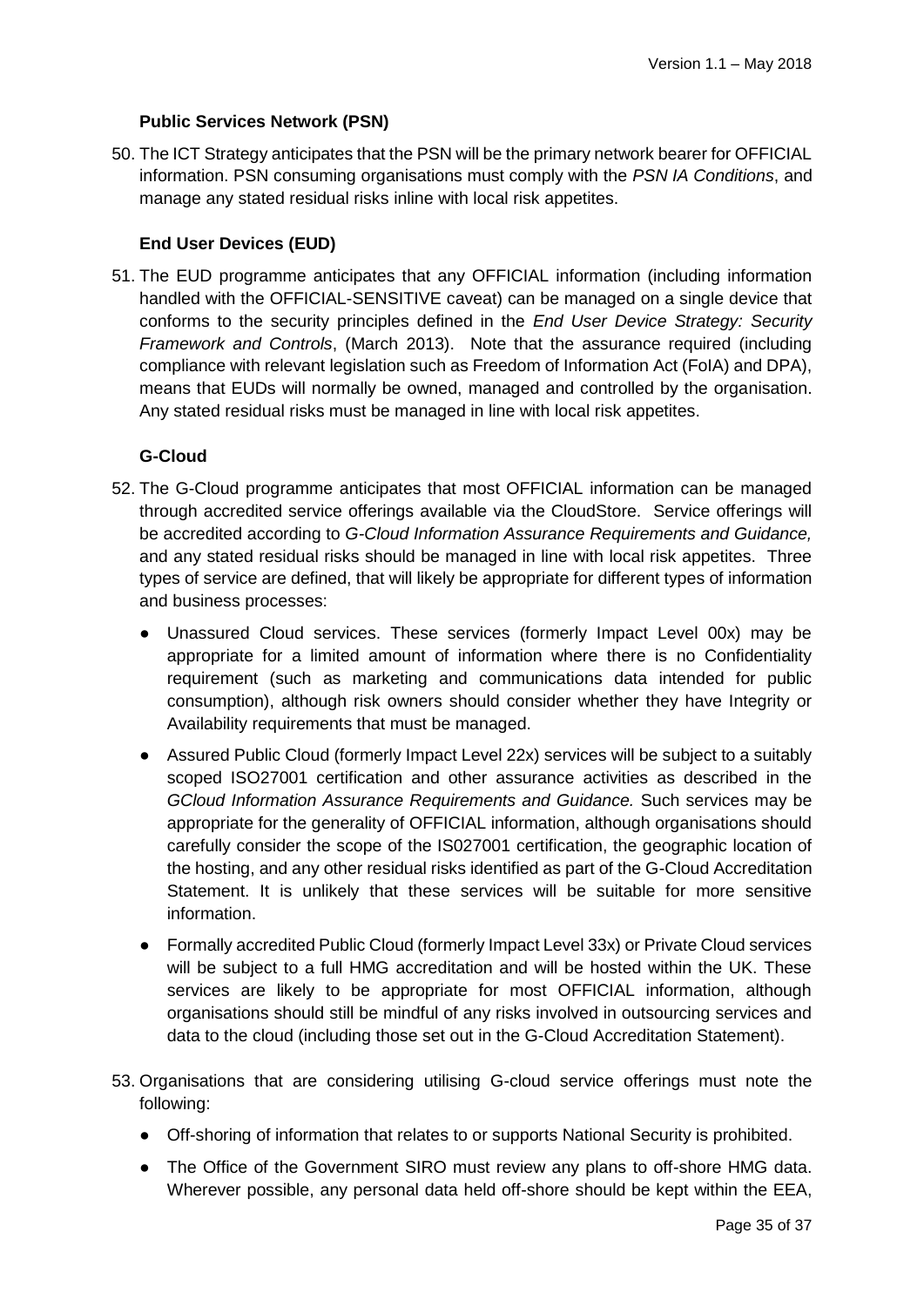### Public Services Network (PSN)

50. The ICT Strategy anticipates that the PSN will be the primary network bearer for OFFICIAL information. PSN consuming organisations must comply with the *PSN IA Conditions*, and manage any stated residual risks inline with local risk appetites.

### End User Devices (EUD)

51. The EUD programme anticipates that any OFFICIAL information (including information handled with the OFFICIAL-SENSITIVE caveat) can be managed on a single device that conforms to the security principles defined in the *End User Device Strategy: Security Framework and Controls*, (March 2013). Note that the assurance required (including compliance with relevant legislation such as Freedom of Information Act (FoIA) and DPA), means that EUDs will normally be owned, managed and controlled by the organisation. Any stated residual risks must be managed in line with local risk appetites.

### G-Cloud

52. The G-Cloud programme anticipates that most OFFICIAL information can be managed through accredited service offerings available via the CloudStore. Service offerings will be accredited according to *G-Cloud Information Assurance Requirements and Guidance,* and any stated residual risks should be managed in line with local risk appetites. Three types of service are defined, that will likely be appropriate for different types of information and business processes:
    - Unassured Cloud services. These services (formerly Impact Level 00x) may be appropriate for a limited amount of information where there is no Confidentiality requirement (such as marketing and communications data intended for public consumption), although risk owners should consider whether they have Integrity or Availability requirements that must be managed.
    - Assured Public Cloud (formerly Impact Level 22x) services will be subject to a suitably scoped ISO27001 certification and other assurance activities as described in the *GCloud Information Assurance Requirements and Guidance.* Such services may be appropriate for the generality of OFFICIAL information, although organisations should carefully consider the scope of the IS027001 certification, the geographic location of the hosting, and any other residual risks identified as part of the G-Cloud Accreditation Statement. It is unlikely that these services will be suitable for more sensitive information.
    - Formally accredited Public Cloud (formerly Impact Level 33x) or Private Cloud services will be subject to a full HMG accreditation and will be hosted within the UK. These services are likely to be appropriate for most OFFICIAL information, although organisations should still be mindful of any risks involved in outsourcing services and data to the cloud (including those set out in the G-Cloud Accreditation Statement).

53. Organisations that are considering utilising G-cloud service offerings must note the following:
    - Off-shoring of information that relates to or supports National Security is prohibited.
    - The Office of the Government SIRO must review any plans to off-shore HMG data. Wherever possible, any personal data held off-shore should be kept within the EEA,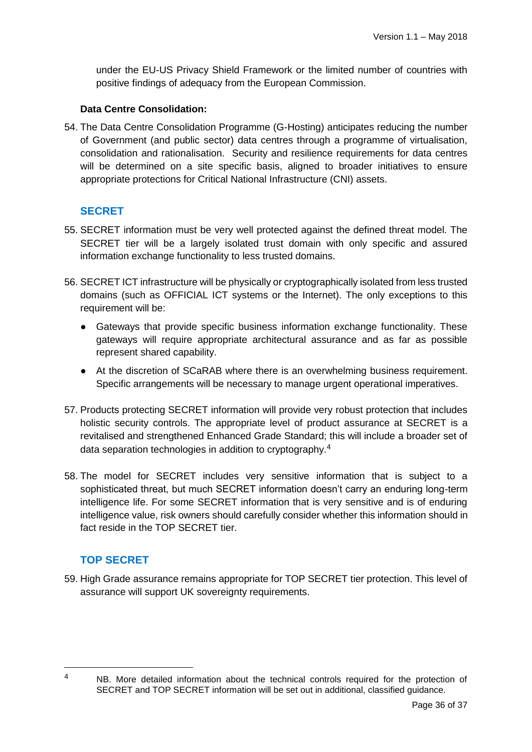under the EU-US Privacy Shield Framework or the limited number of countries with positive findings of adequacy from the European Commission.

**Data Centre Consolidation:**

54. The Data Centre Consolidation Programme (G-Hosting) anticipates reducing the number of Government (and public sector) data centres through a programme of virtualisation, consolidation and rationalisation. Security and resilience requirements for data centres will be determined on a site specific basis, aligned to broader initiatives to ensure appropriate protections for Critical National Infrastructure (CNI) assets.

## SECRET

55. SECRET information must be very well protected against the defined threat model. The SECRET tier will be a largely isolated trust domain with only specific and assured information exchange functionality to less trusted domains.

56. SECRET ICT infrastructure will be physically or cryptographically isolated from less trusted domains (such as OFFICIAL ICT systems or the Internet). The only exceptions to this requirement will be:

    - Gateways that provide specific business information exchange functionality. These gateways will require appropriate architectural assurance and as far as possible represent shared capability.
    - At the discretion of SCaRAB where there is an overwhelming business requirement. Specific arrangements will be necessary to manage urgent operational imperatives.

57. Products protecting SECRET information will provide very robust protection that includes holistic security controls. The appropriate level of product assurance at SECRET is a revitalised and strengthened Enhanced Grade Standard; this will include a broader set of data separation technologies in addition to cryptography.[4]

58. The model for SECRET includes very sensitive information that is subject to a sophisticated threat, but much SECRET information doesn't carry an enduring long-term intelligence life. For some SECRET information that is very sensitive and is of enduring intelligence value, risk owners should carefully consider whether this information should in fact reside in the TOP SECRET tier.

## TOP SECRET

59. High Grade assurance remains appropriate for TOP SECRET tier protection. This level of assurance will support UK sovereignty requirements.

---

[4] NB. More detailed information about the technical controls required for the protection of SECRET and TOP SECRET information will be set out in additional, classified guidance.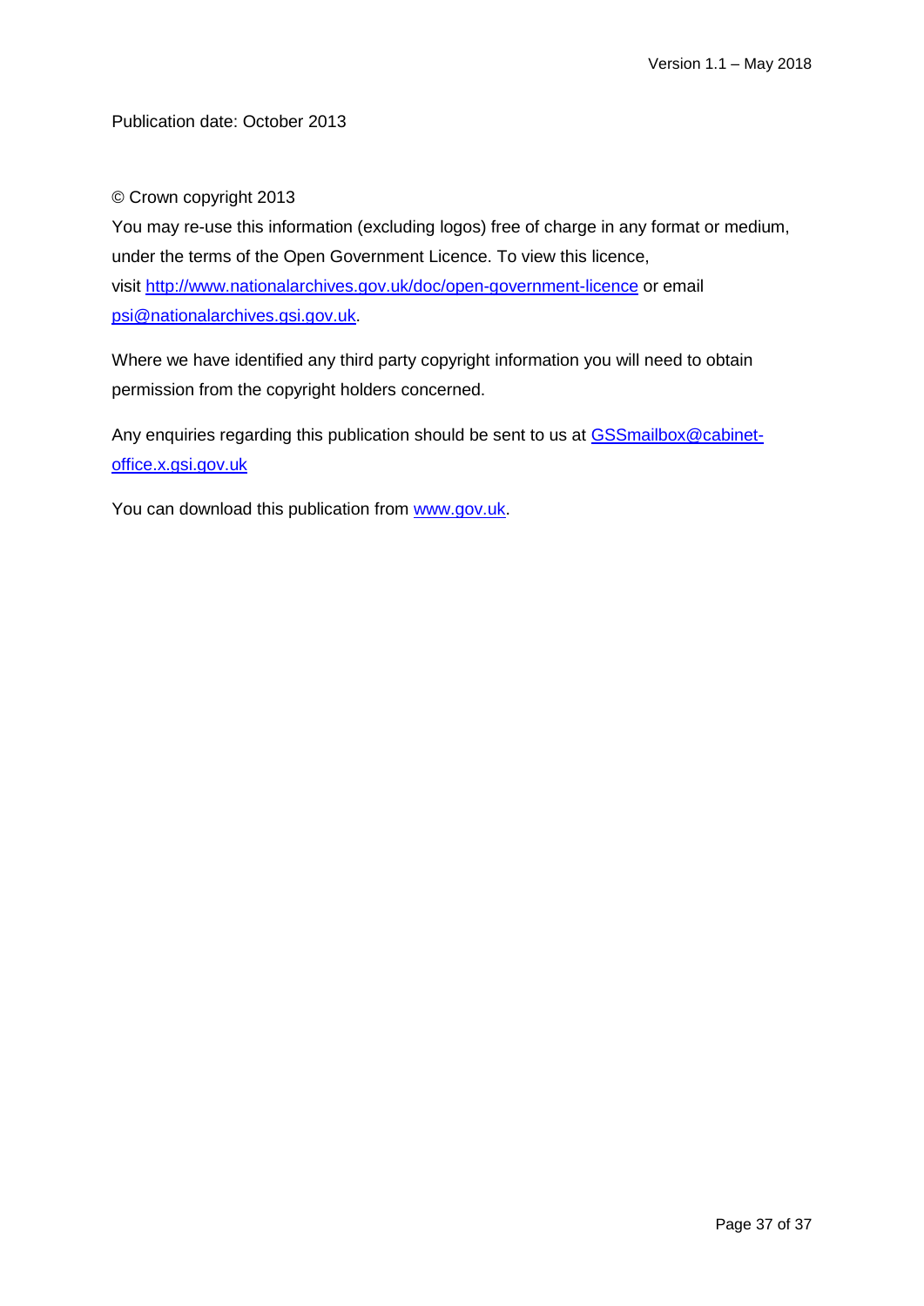Publication date: October 2013

© Crown copyright 2013

You may re-use this information (excluding logos) free of charge in any format or medium, under the terms of the Open Government Licence. To view this licence, visit http://www.nationalarchives.gov.uk/doc/open-government-licence or email psi@nationalarchives.gsi.gov.uk.

Where we have identified any third party copyright information you will need to obtain permission from the copyright holders concerned.

Any enquiries regarding this publication should be sent to us at GSSmailbox@cabinet-office.x.gsi.gov.uk

You can download this publication from www.gov.uk.